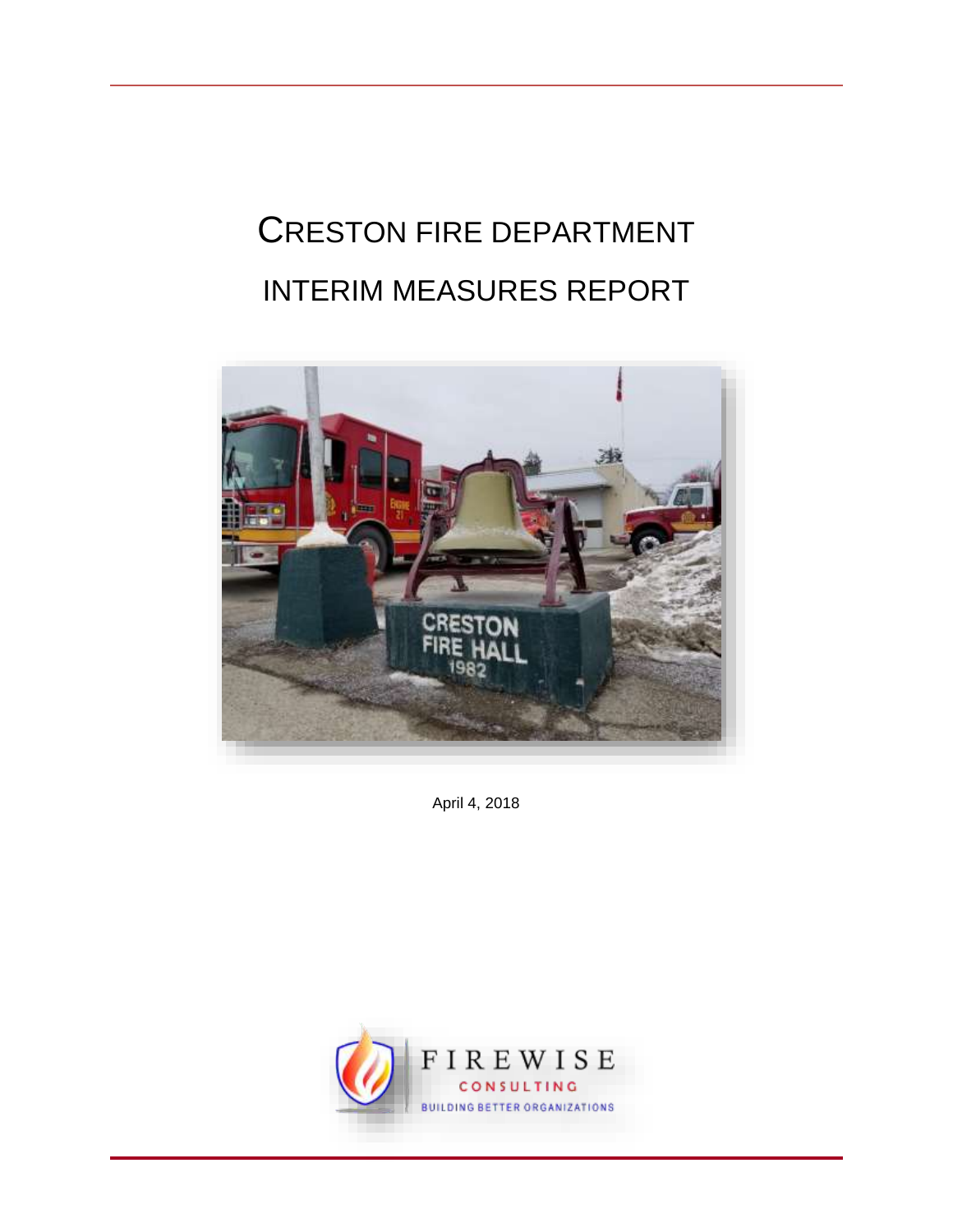# CRESTON FIRE DEPARTMENT

# INTERIM MEASURES REPORT

April 4, 2018

FIREWISE CONSULTING

BUILDING BETTER ORGANIZATIONS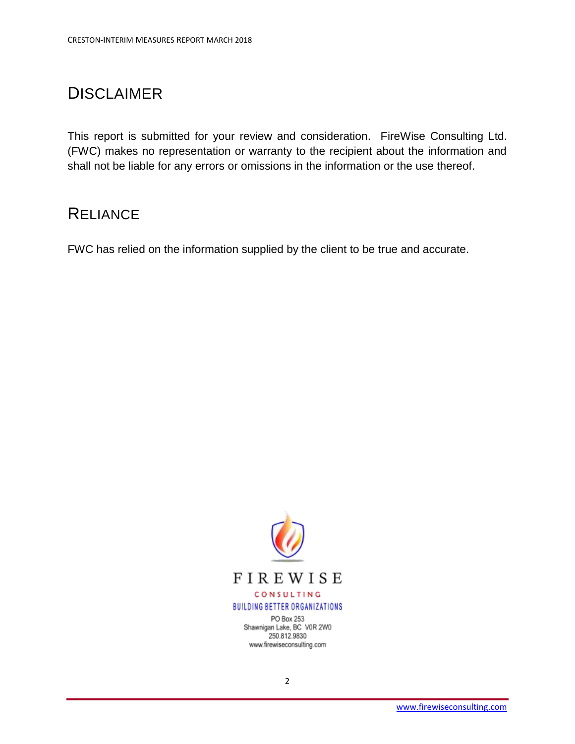# DISCLAIMER

This report is submitted for your review and consideration. FireWise Consulting Ltd. (FWC) makes no representation or warranty to the recipient about the information and shall not be liable for any errors or omissions in the information or the use thereof.

# RELIANCE

FWC has relied on the information supplied by the client to be true and accurate.

FIREWISE

CONSULTING

BUILDING BETTER ORGANIZATIONS

PO Box 253
Shawnigan Lake, BC V0R 2W0
250.812.9830
www.firewiseconsulting.com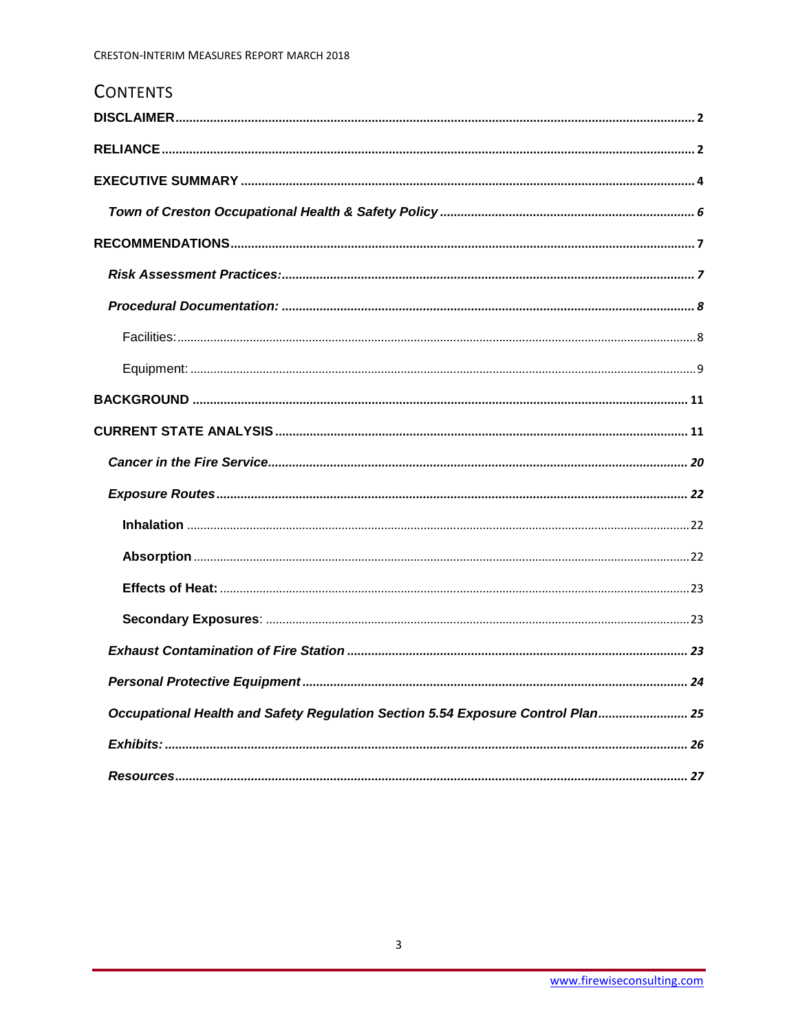# CONTENTS

**DISCLAIMER** .......... 2

**RELIANCE** .......... 2

**EXECUTIVE SUMMARY** .......... 4

- ***Town of Creston Occupational Health & Safety Policy*** .......... 6

**RECOMMENDATIONS** .......... 7

- ***Risk Assessment Practices:*** .......... 7
- ***Procedural Documentation:*** .......... 8
  - Facilities: .......... 8
  - Equipment: .......... 9

**BACKGROUND** .......... 11

**CURRENT STATE ANALYSIS** .......... 11

- ***Cancer in the Fire Service*** .......... 20
- ***Exposure Routes*** .......... 22
  - **Inhalation** .......... 22
  - **Absorption** .......... 22
  - **Effects of Heat:** .......... 23
  - **Secondary Exposures**: .......... 23
- ***Exhaust Contamination of Fire Station*** .......... 23
- ***Personal Protective Equipment*** .......... 24
- ***Occupational Health and Safety Regulation Section 5.54 Exposure Control Plan*** .......... 25
- ***Exhibits:*** .......... 26
- ***Resources*** .......... 27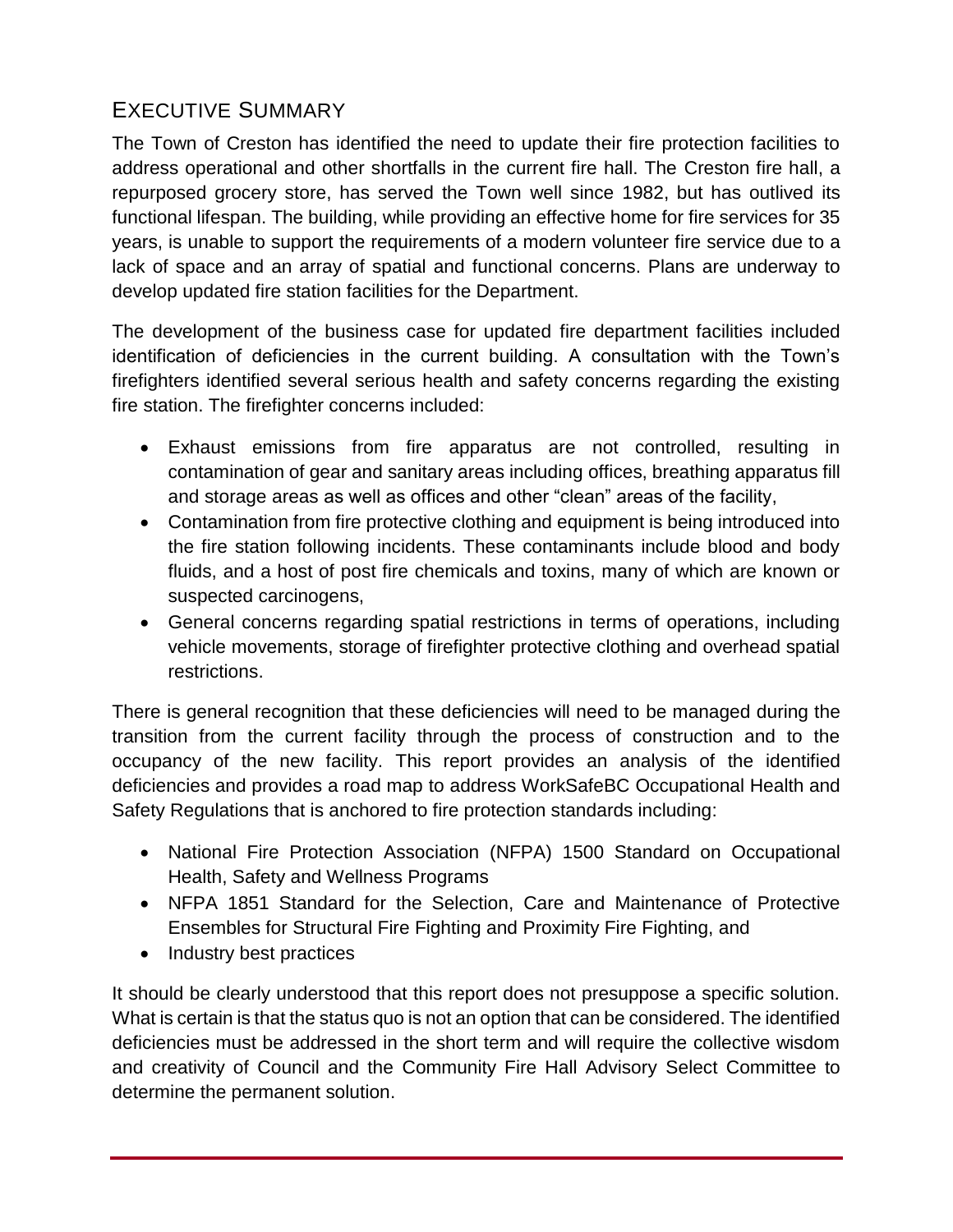## Executive Summary

The Town of Creston has identified the need to update their fire protection facilities to address operational and other shortfalls in the current fire hall. The Creston fire hall, a repurposed grocery store, has served the Town well since 1982, but has outlived its functional lifespan. The building, while providing an effective home for fire services for 35 years, is unable to support the requirements of a modern volunteer fire service due to a lack of space and an array of spatial and functional concerns. Plans are underway to develop updated fire station facilities for the Department.

The development of the business case for updated fire department facilities included identification of deficiencies in the current building. A consultation with the Town's firefighters identified several serious health and safety concerns regarding the existing fire station. The firefighter concerns included:

- Exhaust emissions from fire apparatus are not controlled, resulting in contamination of gear and sanitary areas including offices, breathing apparatus fill and storage areas as well as offices and other "clean" areas of the facility,
- Contamination from fire protective clothing and equipment is being introduced into the fire station following incidents. These contaminants include blood and body fluids, and a host of post fire chemicals and toxins, many of which are known or suspected carcinogens,
- General concerns regarding spatial restrictions in terms of operations, including vehicle movements, storage of firefighter protective clothing and overhead spatial restrictions.

There is general recognition that these deficiencies will need to be managed during the transition from the current facility through the process of construction and to the occupancy of the new facility. This report provides an analysis of the identified deficiencies and provides a road map to address WorkSafeBC Occupational Health and Safety Regulations that is anchored to fire protection standards including:

- National Fire Protection Association (NFPA) 1500 Standard on Occupational Health, Safety and Wellness Programs
- NFPA 1851 Standard for the Selection, Care and Maintenance of Protective Ensembles for Structural Fire Fighting and Proximity Fire Fighting, and
- Industry best practices

It should be clearly understood that this report does not presuppose a specific solution. What is certain is that the status quo is not an option that can be considered. The identified deficiencies must be addressed in the short term and will require the collective wisdom and creativity of Council and the Community Fire Hall Advisory Select Committee to determine the permanent solution.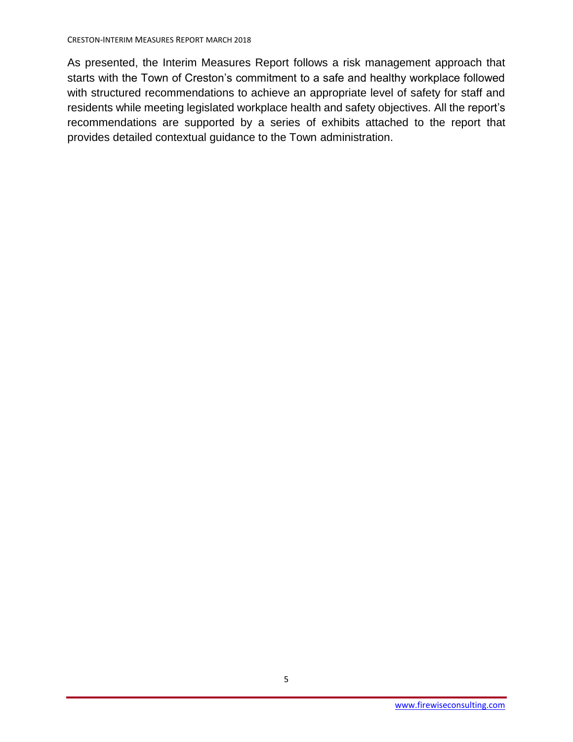As presented, the Interim Measures Report follows a risk management approach that starts with the Town of Creston's commitment to a safe and healthy workplace followed with structured recommendations to achieve an appropriate level of safety for staff and residents while meeting legislated workplace health and safety objectives. All the report's recommendations are supported by a series of exhibits attached to the report that provides detailed contextual guidance to the Town administration.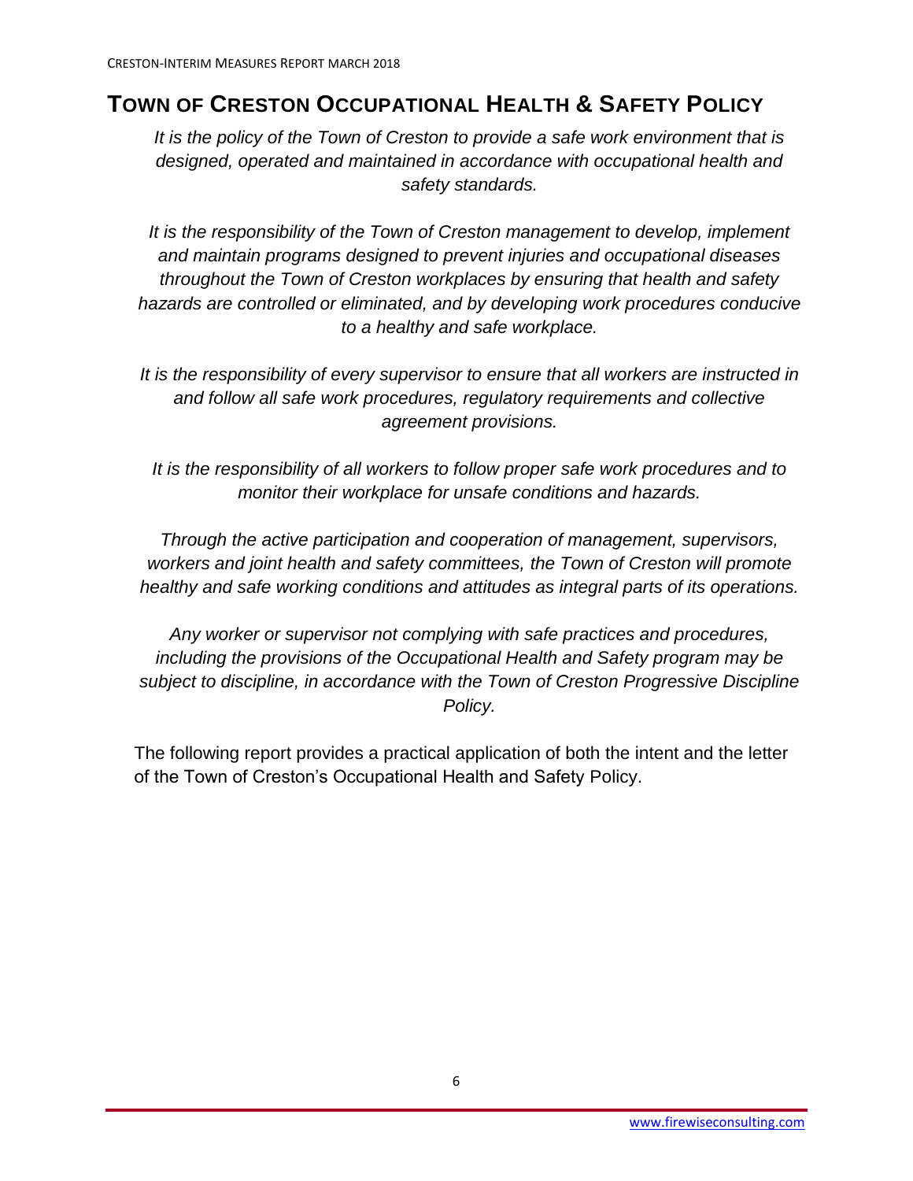## Town of Creston Occupational Health & Safety Policy

*It is the policy of the Town of Creston to provide a safe work environment that is designed, operated and maintained in accordance with occupational health and safety standards.*

*It is the responsibility of the Town of Creston management to develop, implement and maintain programs designed to prevent injuries and occupational diseases throughout the Town of Creston workplaces by ensuring that health and safety hazards are controlled or eliminated, and by developing work procedures conducive to a healthy and safe workplace.*

*It is the responsibility of every supervisor to ensure that all workers are instructed in and follow all safe work procedures, regulatory requirements and collective agreement provisions.*

*It is the responsibility of all workers to follow proper safe work procedures and to monitor their workplace for unsafe conditions and hazards.*

*Through the active participation and cooperation of management, supervisors, workers and joint health and safety committees, the Town of Creston will promote healthy and safe working conditions and attitudes as integral parts of its operations.*

*Any worker or supervisor not complying with safe practices and procedures, including the provisions of the Occupational Health and Safety program may be subject to discipline, in accordance with the Town of Creston Progressive Discipline Policy.*

The following report provides a practical application of both the intent and the letter of the Town of Creston's Occupational Health and Safety Policy.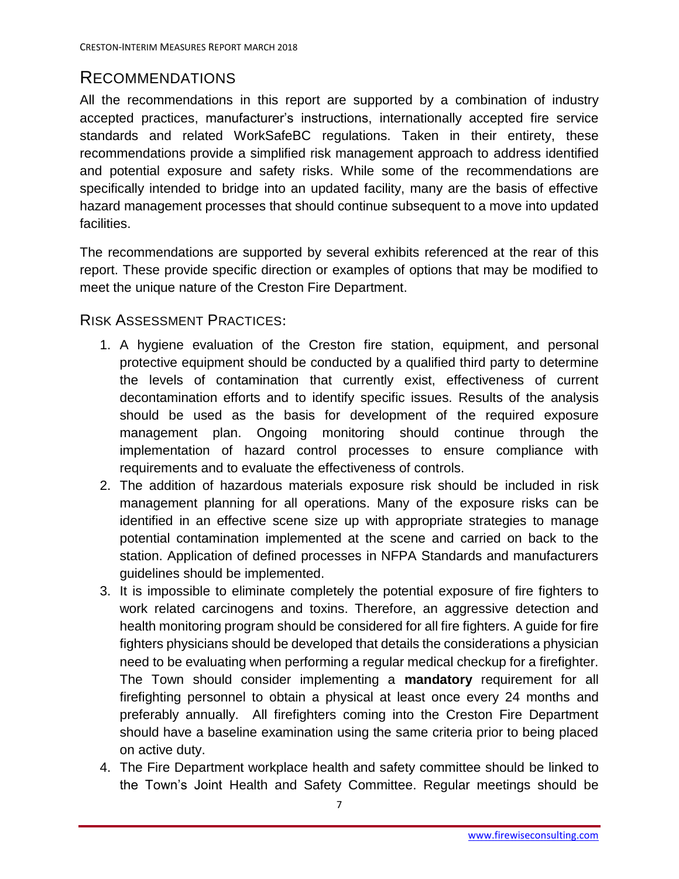## Recommendations

All the recommendations in this report are supported by a combination of industry accepted practices, manufacturer's instructions, internationally accepted fire service standards and related WorkSafeBC regulations. Taken in their entirety, these recommendations provide a simplified risk management approach to address identified and potential exposure and safety risks. While some of the recommendations are specifically intended to bridge into an updated facility, many are the basis of effective hazard management processes that should continue subsequent to a move into updated facilities.

The recommendations are supported by several exhibits referenced at the rear of this report. These provide specific direction or examples of options that may be modified to meet the unique nature of the Creston Fire Department.

### Risk Assessment Practices:

1. A hygiene evaluation of the Creston fire station, equipment, and personal protective equipment should be conducted by a qualified third party to determine the levels of contamination that currently exist, effectiveness of current decontamination efforts and to identify specific issues. Results of the analysis should be used as the basis for development of the required exposure management plan. Ongoing monitoring should continue through the implementation of hazard control processes to ensure compliance with requirements and to evaluate the effectiveness of controls.
2. The addition of hazardous materials exposure risk should be included in risk management planning for all operations. Many of the exposure risks can be identified in an effective scene size up with appropriate strategies to manage potential contamination implemented at the scene and carried on back to the station. Application of defined processes in NFPA Standards and manufacturers guidelines should be implemented.
3. It is impossible to eliminate completely the potential exposure of fire fighters to work related carcinogens and toxins. Therefore, an aggressive detection and health monitoring program should be considered for all fire fighters. A guide for fire fighters physicians should be developed that details the considerations a physician need to be evaluating when performing a regular medical checkup for a firefighter. The Town should consider implementing a **mandatory** requirement for all firefighting personnel to obtain a physical at least once every 24 months and preferably annually. All firefighters coming into the Creston Fire Department should have a baseline examination using the same criteria prior to being placed on active duty.
4. The Fire Department workplace health and safety committee should be linked to the Town's Joint Health and Safety Committee. Regular meetings should be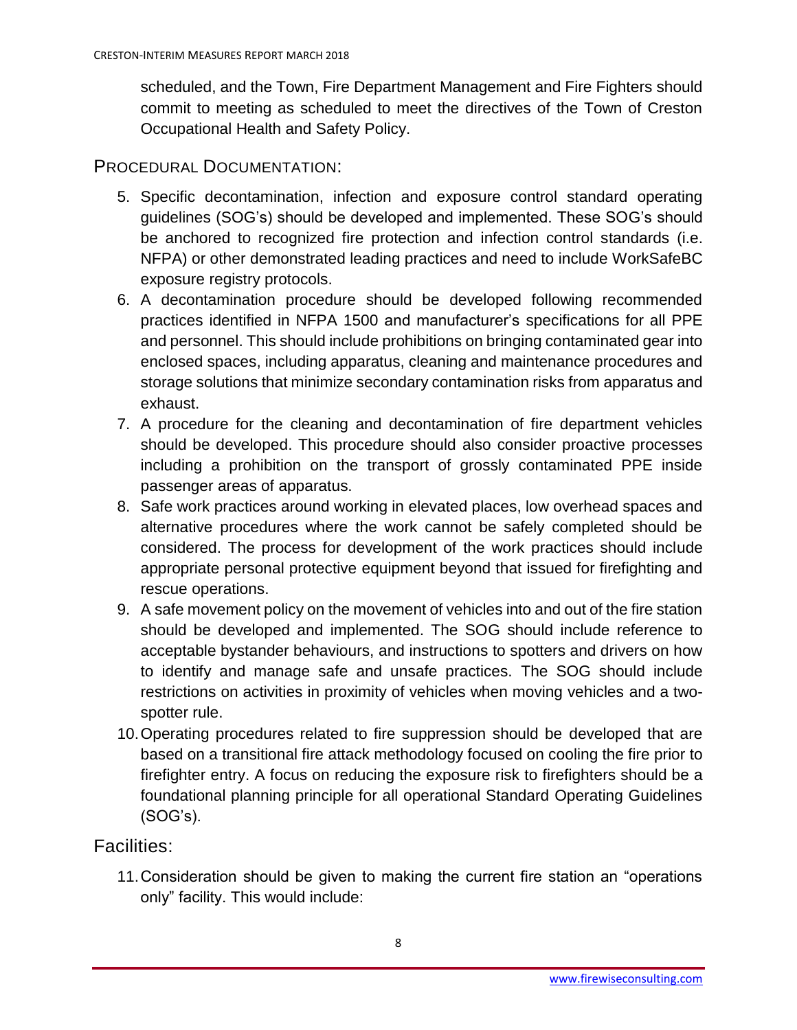scheduled, and the Town, Fire Department Management and Fire Fighters should commit to meeting as scheduled to meet the directives of the Town of Creston Occupational Health and Safety Policy.

## PROCEDURAL DOCUMENTATION:

5. Specific decontamination, infection and exposure control standard operating guidelines (SOG's) should be developed and implemented. These SOG's should be anchored to recognized fire protection and infection control standards (i.e. NFPA) or other demonstrated leading practices and need to include WorkSafeBC exposure registry protocols.
6. A decontamination procedure should be developed following recommended practices identified in NFPA 1500 and manufacturer's specifications for all PPE and personnel. This should include prohibitions on bringing contaminated gear into enclosed spaces, including apparatus, cleaning and maintenance procedures and storage solutions that minimize secondary contamination risks from apparatus and exhaust.
7. A procedure for the cleaning and decontamination of fire department vehicles should be developed. This procedure should also consider proactive processes including a prohibition on the transport of grossly contaminated PPE inside passenger areas of apparatus.
8. Safe work practices around working in elevated places, low overhead spaces and alternative procedures where the work cannot be safely completed should be considered. The process for development of the work practices should include appropriate personal protective equipment beyond that issued for firefighting and rescue operations.
9. A safe movement policy on the movement of vehicles into and out of the fire station should be developed and implemented. The SOG should include reference to acceptable bystander behaviours, and instructions to spotters and drivers on how to identify and manage safe and unsafe practices. The SOG should include restrictions on activities in proximity of vehicles when moving vehicles and a two-spotter rule.
10. Operating procedures related to fire suppression should be developed that are based on a transitional fire attack methodology focused on cooling the fire prior to firefighter entry. A focus on reducing the exposure risk to firefighters should be a foundational planning principle for all operational Standard Operating Guidelines (SOG's).

## Facilities:

11. Consideration should be given to making the current fire station an "operations only" facility. This would include: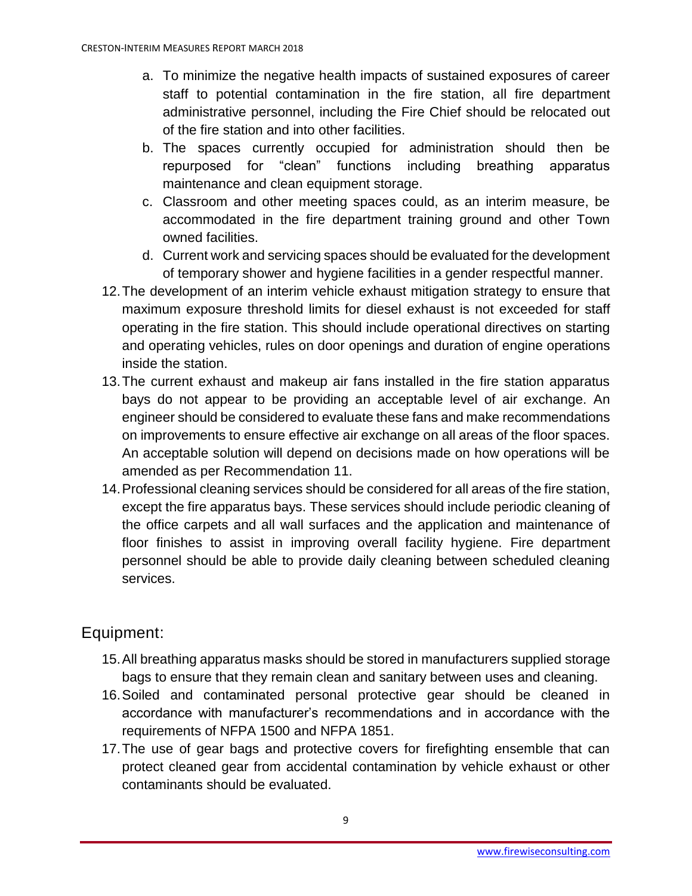a. To minimize the negative health impacts of sustained exposures of career staff to potential contamination in the fire station, all fire department administrative personnel, including the Fire Chief should be relocated out of the fire station and into other facilities.
   b. The spaces currently occupied for administration should then be repurposed for "clean" functions including breathing apparatus maintenance and clean equipment storage.
   c. Classroom and other meeting spaces could, as an interim measure, be accommodated in the fire department training ground and other Town owned facilities.
   d. Current work and servicing spaces should be evaluated for the development of temporary shower and hygiene facilities in a gender respectful manner.

12. The development of an interim vehicle exhaust mitigation strategy to ensure that maximum exposure threshold limits for diesel exhaust is not exceeded for staff operating in the fire station. This should include operational directives on starting and operating vehicles, rules on door openings and duration of engine operations inside the station.
13. The current exhaust and makeup air fans installed in the fire station apparatus bays do not appear to be providing an acceptable level of air exchange. An engineer should be considered to evaluate these fans and make recommendations on improvements to ensure effective air exchange on all areas of the floor spaces. An acceptable solution will depend on decisions made on how operations will be amended as per Recommendation 11.
14. Professional cleaning services should be considered for all areas of the fire station, except the fire apparatus bays. These services should include periodic cleaning of the office carpets and all wall surfaces and the application and maintenance of floor finishes to assist in improving overall facility hygiene. Fire department personnel should be able to provide daily cleaning between scheduled cleaning services.

## Equipment:

15. All breathing apparatus masks should be stored in manufacturers supplied storage bags to ensure that they remain clean and sanitary between uses and cleaning.
16. Soiled and contaminated personal protective gear should be cleaned in accordance with manufacturer's recommendations and in accordance with the requirements of NFPA 1500 and NFPA 1851.
17. The use of gear bags and protective covers for firefighting ensemble that can protect cleaned gear from accidental contamination by vehicle exhaust or other contaminants should be evaluated.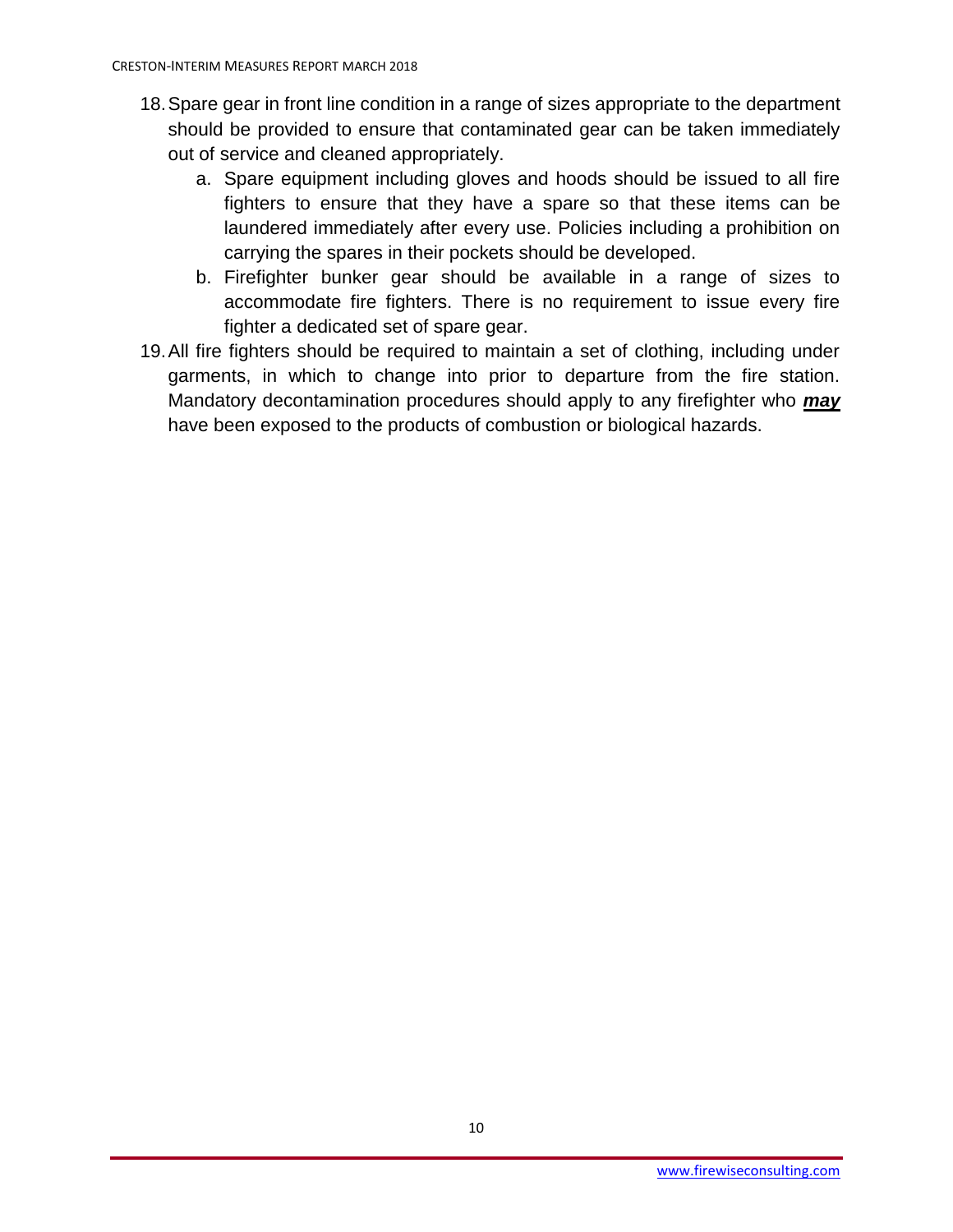18. Spare gear in front line condition in a range of sizes appropriate to the department should be provided to ensure that contaminated gear can be taken immediately out of service and cleaned appropriately.
    a. Spare equipment including gloves and hoods should be issued to all fire fighters to ensure that they have a spare so that these items can be laundered immediately after every use. Policies including a prohibition on carrying the spares in their pockets should be developed.
    b. Firefighter bunker gear should be available in a range of sizes to accommodate fire fighters. There is no requirement to issue every fire fighter a dedicated set of spare gear.
19. All fire fighters should be required to maintain a set of clothing, including under garments, in which to change into prior to departure from the fire station. Mandatory decontamination procedures should apply to any firefighter who ***may*** have been exposed to the products of combustion or biological hazards.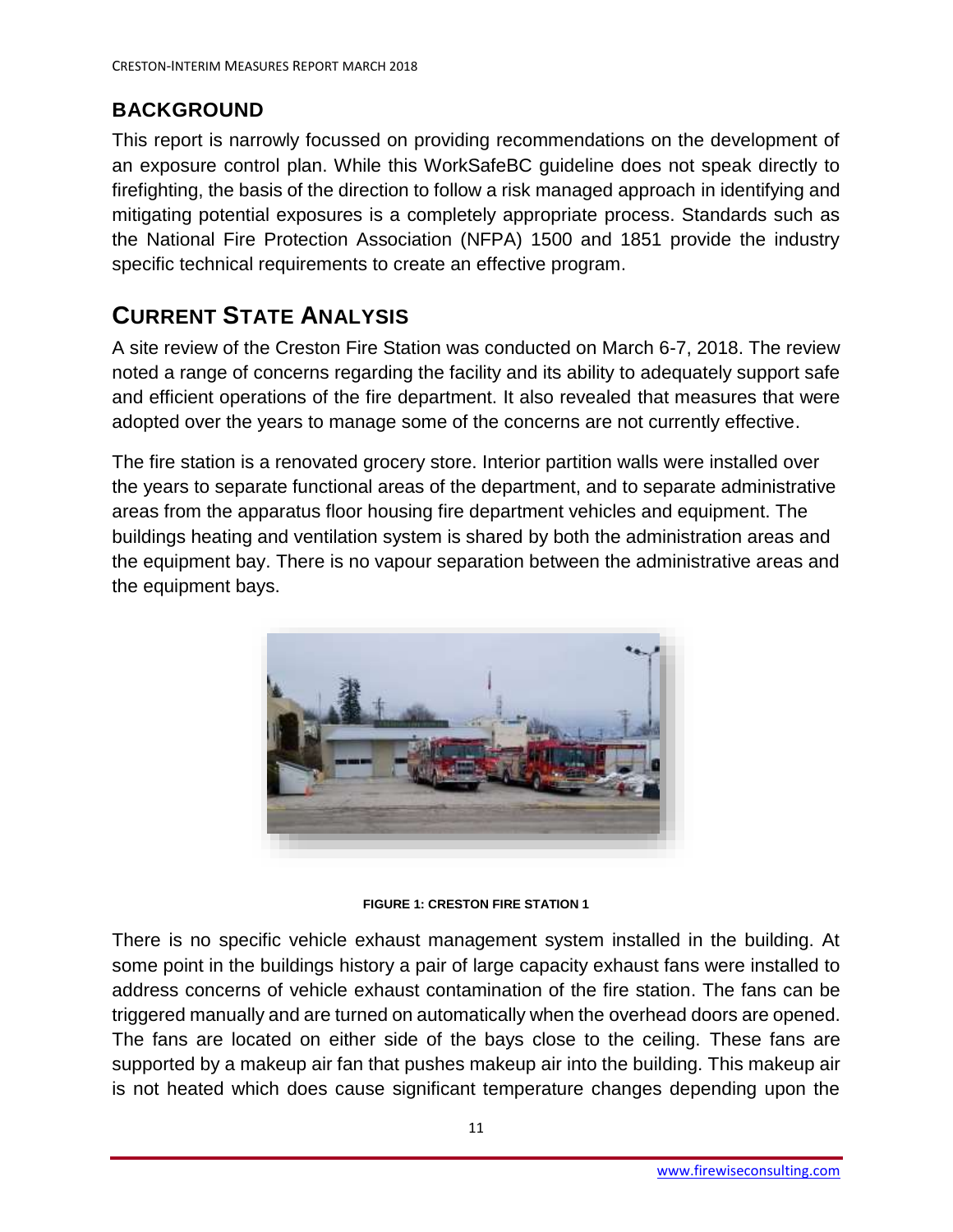## BACKGROUND

This report is narrowly focussed on providing recommendations on the development of an exposure control plan. While this WorkSafeBC guideline does not speak directly to firefighting, the basis of the direction to follow a risk managed approach in identifying and mitigating potential exposures is a completely appropriate process. Standards such as the National Fire Protection Association (NFPA) 1500 and 1851 provide the industry specific technical requirements to create an effective program.

# CURRENT STATE ANALYSIS

A site review of the Creston Fire Station was conducted on March 6-7, 2018. The review noted a range of concerns regarding the facility and its ability to adequately support safe and efficient operations of the fire department. It also revealed that measures that were adopted over the years to manage some of the concerns are not currently effective.

The fire station is a renovated grocery store. Interior partition walls were installed over the years to separate functional areas of the department, and to separate administrative areas from the apparatus floor housing fire department vehicles and equipment. The buildings heating and ventilation system is shared by both the administration areas and the equipment bay. There is no vapour separation between the administrative areas and the equipment bays.

**FIGURE 1: CRESTON FIRE STATION 1**

There is no specific vehicle exhaust management system installed in the building. At some point in the buildings history a pair of large capacity exhaust fans were installed to address concerns of vehicle exhaust contamination of the fire station. The fans can be triggered manually and are turned on automatically when the overhead doors are opened. The fans are located on either side of the bays close to the ceiling. These fans are supported by a makeup air fan that pushes makeup air into the building. This makeup air is not heated which does cause significant temperature changes depending upon the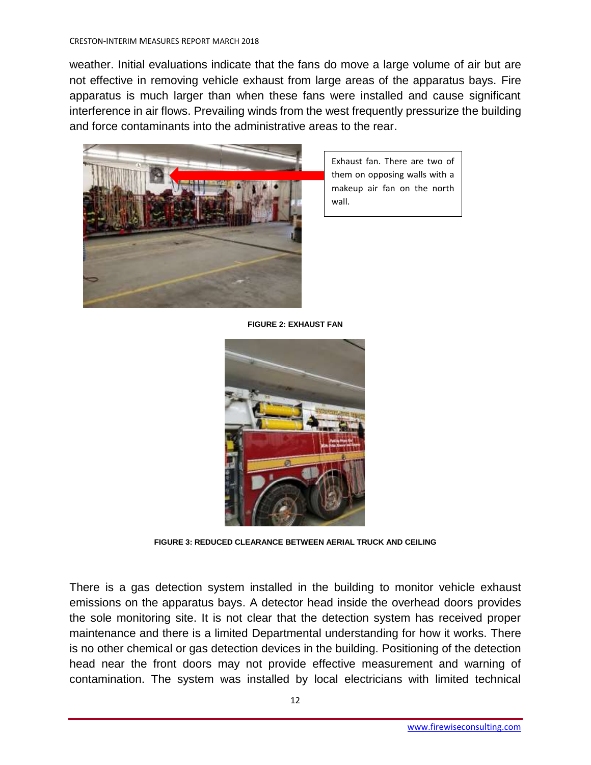weather. Initial evaluations indicate that the fans do move a large volume of air but are not effective in removing vehicle exhaust from large areas of the apparatus bays. Fire apparatus is much larger than when these fans were installed and cause significant interference in air flows. Prevailing winds from the west frequently pressurize the building and force contaminants into the administrative areas to the rear.

Exhaust fan. There are two of them on opposing walls with a makeup air fan on the north wall.

**FIGURE 2: EXHAUST FAN**

**FIGURE 3: REDUCED CLEARANCE BETWEEN AERIAL TRUCK AND CEILING**

There is a gas detection system installed in the building to monitor vehicle exhaust emissions on the apparatus bays. A detector head inside the overhead doors provides the sole monitoring site. It is not clear that the detection system has received proper maintenance and there is a limited Departmental understanding for how it works. There is no other chemical or gas detection devices in the building. Positioning of the detection head near the front doors may not provide effective measurement and warning of contamination. The system was installed by local electricians with limited technical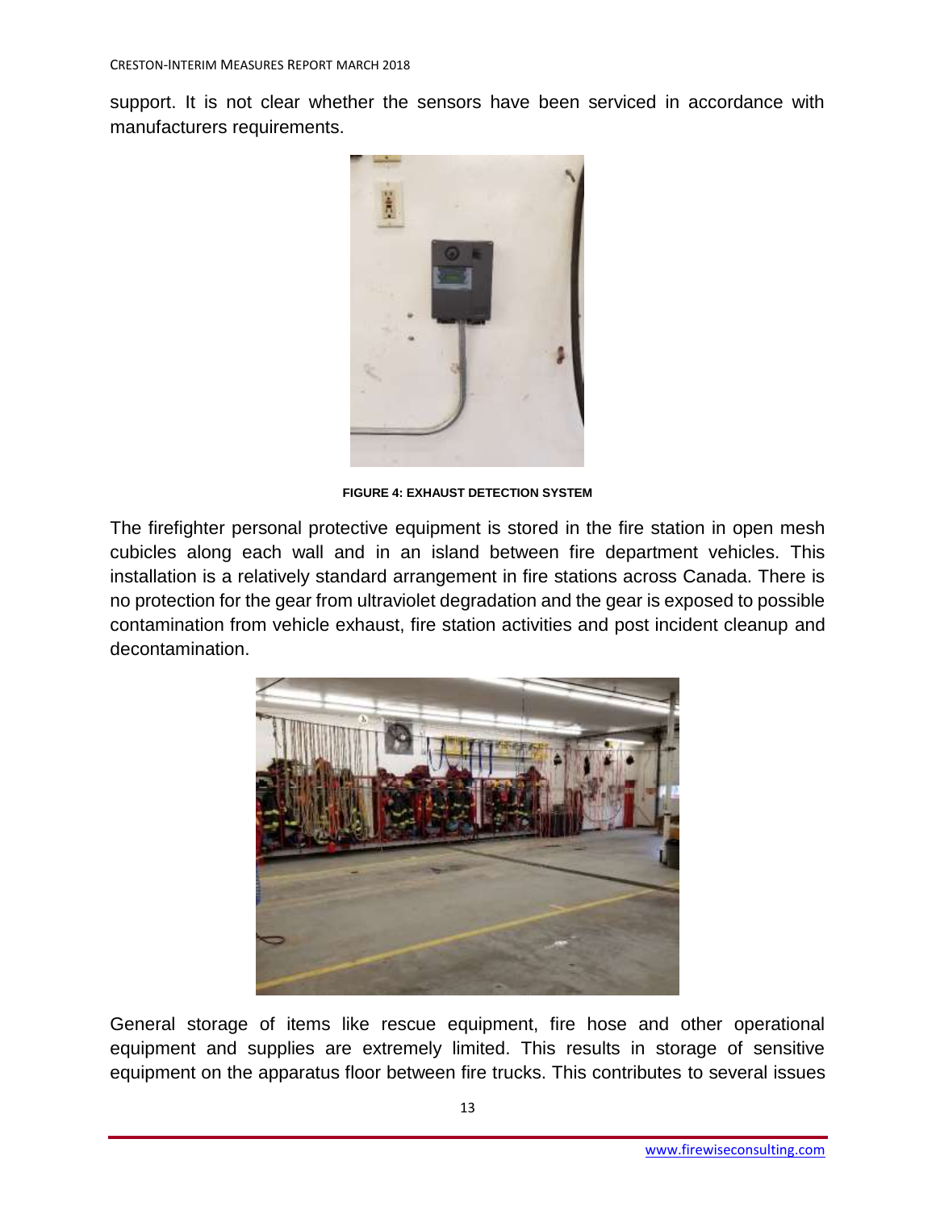support. It is not clear whether the sensors have been serviced in accordance with manufacturers requirements.

**FIGURE 4: EXHAUST DETECTION SYSTEM**

The firefighter personal protective equipment is stored in the fire station in open mesh cubicles along each wall and in an island between fire department vehicles. This installation is a relatively standard arrangement in fire stations across Canada. There is no protection for the gear from ultraviolet degradation and the gear is exposed to possible contamination from vehicle exhaust, fire station activities and post incident cleanup and decontamination.

General storage of items like rescue equipment, fire hose and other operational equipment and supplies are extremely limited. This results in storage of sensitive equipment on the apparatus floor between fire trucks. This contributes to several issues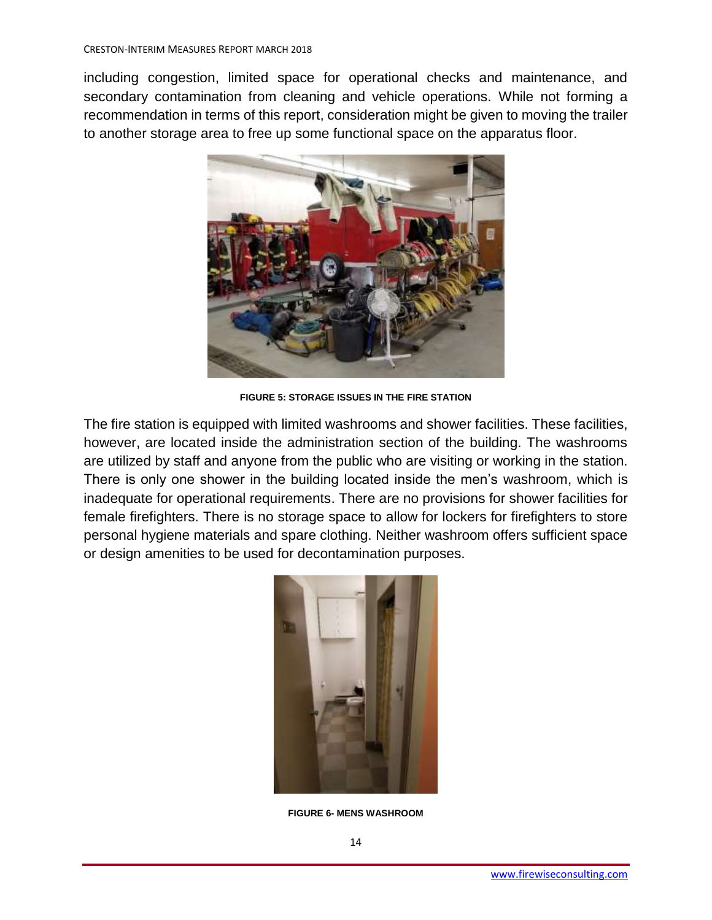including congestion, limited space for operational checks and maintenance, and secondary contamination from cleaning and vehicle operations. While not forming a recommendation in terms of this report, consideration might be given to moving the trailer to another storage area to free up some functional space on the apparatus floor.

**FIGURE 5: STORAGE ISSUES IN THE FIRE STATION**

The fire station is equipped with limited washrooms and shower facilities. These facilities, however, are located inside the administration section of the building. The washrooms are utilized by staff and anyone from the public who are visiting or working in the station. There is only one shower in the building located inside the men's washroom, which is inadequate for operational requirements. There are no provisions for shower facilities for female firefighters. There is no storage space to allow for lockers for firefighters to store personal hygiene materials and spare clothing. Neither washroom offers sufficient space or design amenities to be used for decontamination purposes.

**FIGURE 6- MENS WASHROOM**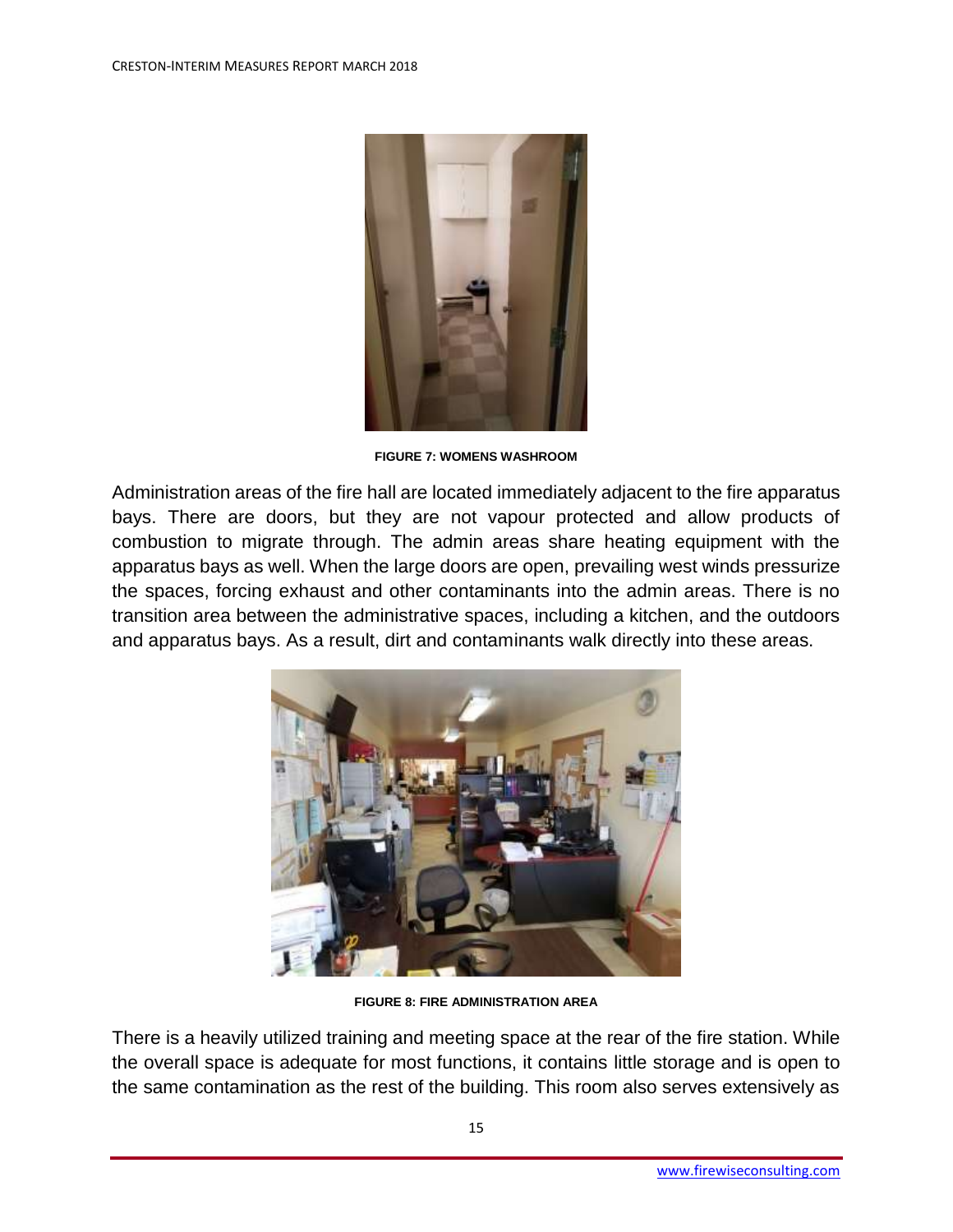FIGURE 7: WOMENS WASHROOM

Administration areas of the fire hall are located immediately adjacent to the fire apparatus bays. There are doors, but they are not vapour protected and allow products of combustion to migrate through. The admin areas share heating equipment with the apparatus bays as well. When the large doors are open, prevailing west winds pressurize the spaces, forcing exhaust and other contaminants into the admin areas. There is no transition area between the administrative spaces, including a kitchen, and the outdoors and apparatus bays. As a result, dirt and contaminants walk directly into these areas.

FIGURE 8: FIRE ADMINISTRATION AREA

There is a heavily utilized training and meeting space at the rear of the fire station. While the overall space is adequate for most functions, it contains little storage and is open to the same contamination as the rest of the building. This room also serves extensively as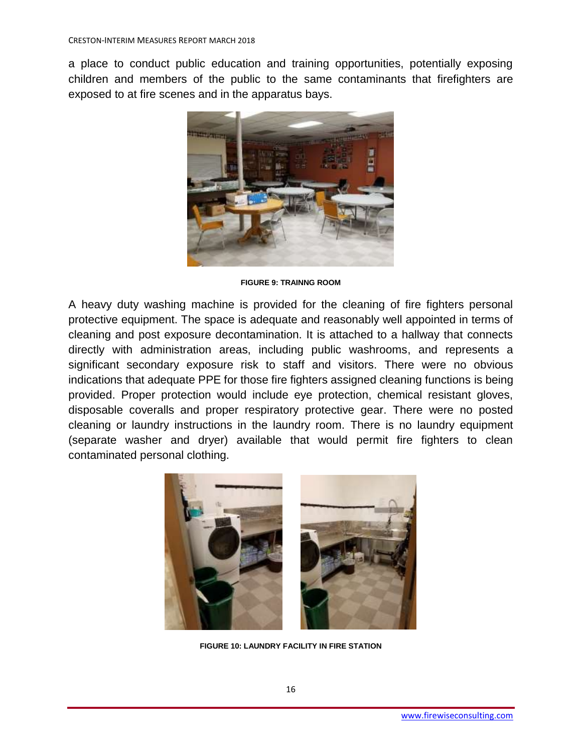a place to conduct public education and training opportunities, potentially exposing children and members of the public to the same contaminants that firefighters are exposed to at fire scenes and in the apparatus bays.

**FIGURE 9: TRAINNG ROOM**

A heavy duty washing machine is provided for the cleaning of fire fighters personal protective equipment. The space is adequate and reasonably well appointed in terms of cleaning and post exposure decontamination. It is attached to a hallway that connects directly with administration areas, including public washrooms, and represents a significant secondary exposure risk to staff and visitors. There were no obvious indications that adequate PPE for those fire fighters assigned cleaning functions is being provided. Proper protection would include eye protection, chemical resistant gloves, disposable coveralls and proper respiratory protective gear. There were no posted cleaning or laundry instructions in the laundry room. There is no laundry equipment (separate washer and dryer) available that would permit fire fighters to clean contaminated personal clothing.

**FIGURE 10: LAUNDRY FACILITY IN FIRE STATION**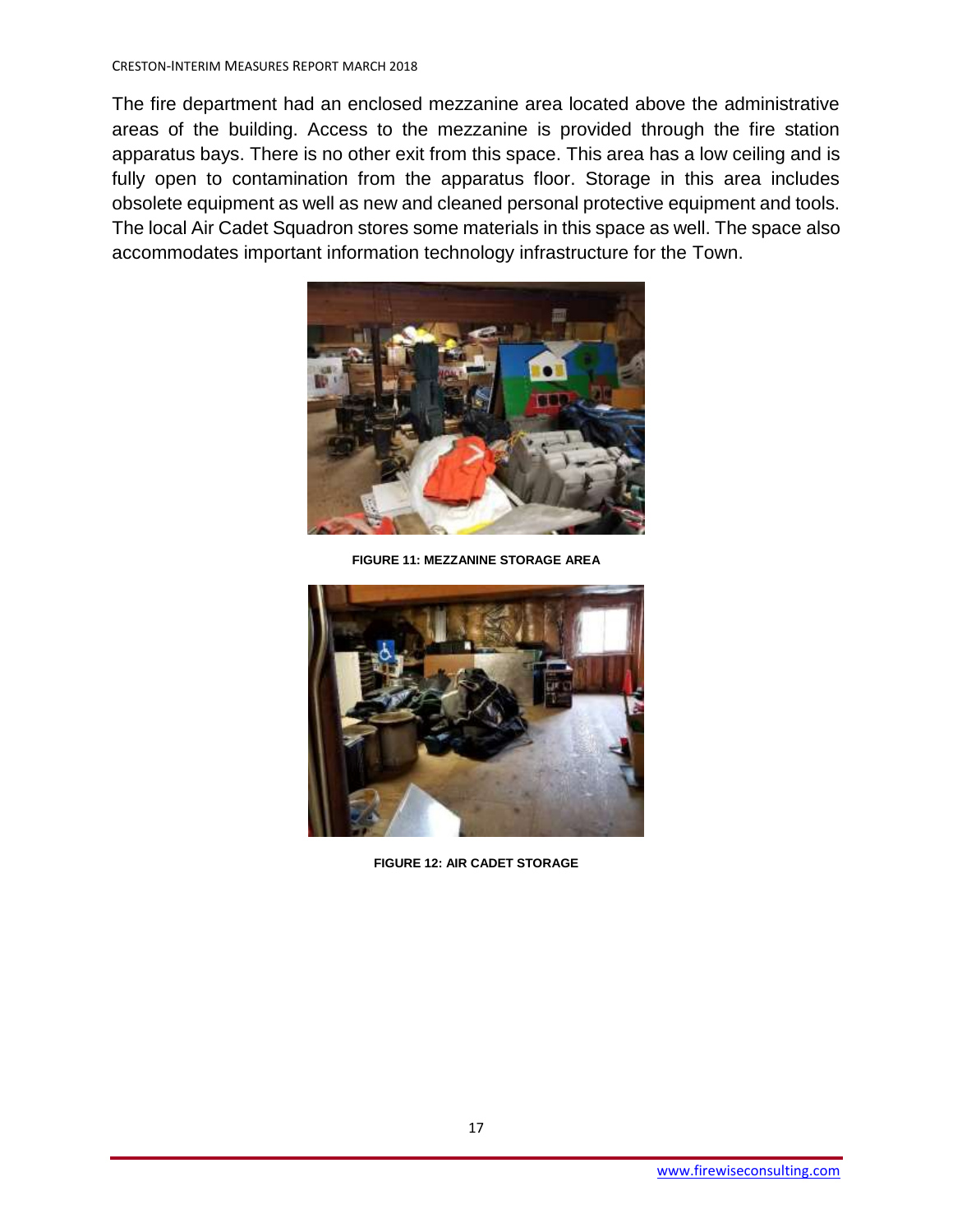The fire department had an enclosed mezzanine area located above the administrative areas of the building. Access to the mezzanine is provided through the fire station apparatus bays. There is no other exit from this space. This area has a low ceiling and is fully open to contamination from the apparatus floor. Storage in this area includes obsolete equipment as well as new and cleaned personal protective equipment and tools. The local Air Cadet Squadron stores some materials in this space as well. The space also accommodates important information technology infrastructure for the Town.

**FIGURE 11: MEZZANINE STORAGE AREA**

**FIGURE 12: AIR CADET STORAGE**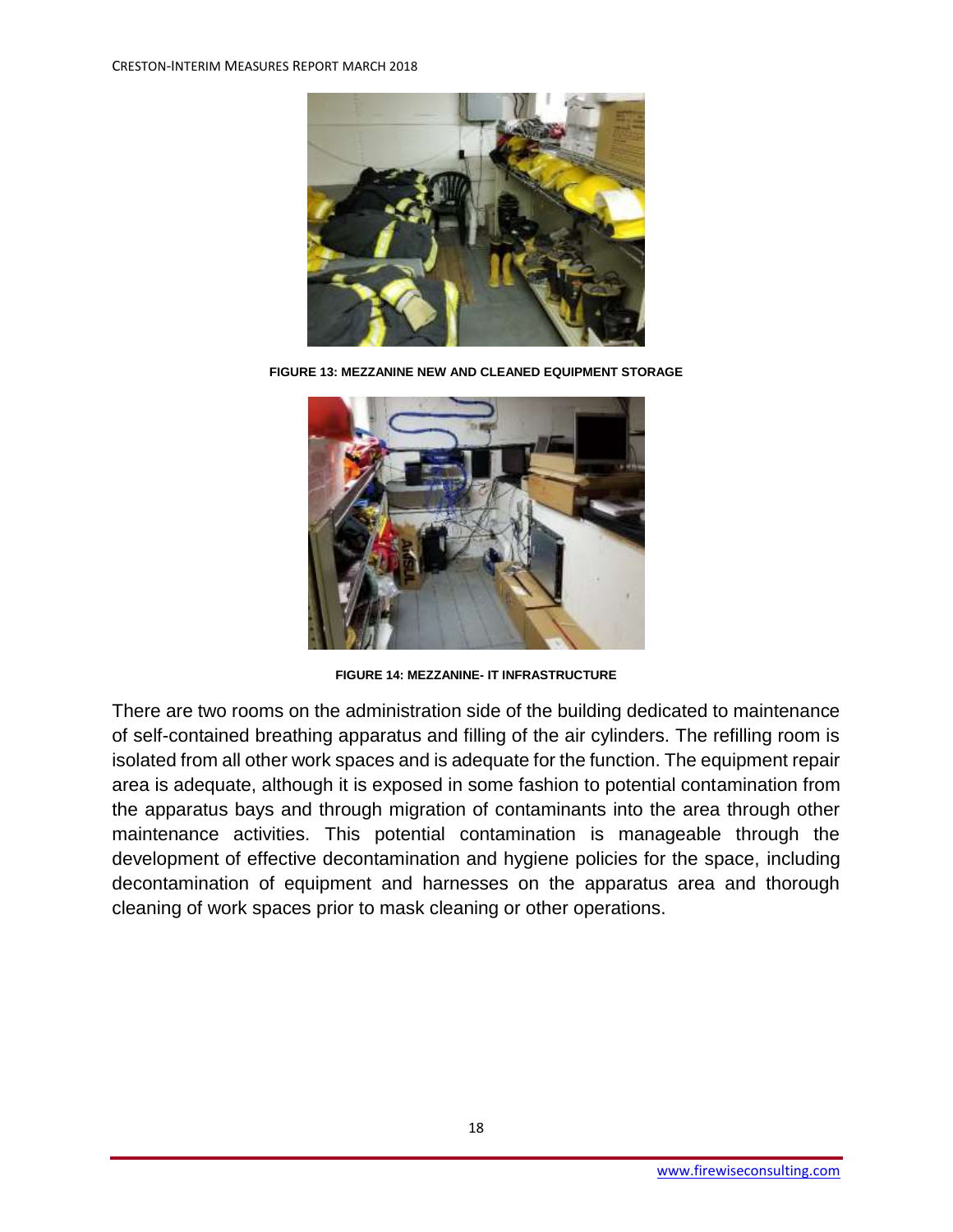FIGURE 13: MEZZANINE NEW AND CLEANED EQUIPMENT STORAGE

FIGURE 14: MEZZANINE- IT INFRASTRUCTURE

There are two rooms on the administration side of the building dedicated to maintenance of self-contained breathing apparatus and filling of the air cylinders. The refilling room is isolated from all other work spaces and is adequate for the function. The equipment repair area is adequate, although it is exposed in some fashion to potential contamination from the apparatus bays and through migration of contaminants into the area through other maintenance activities. This potential contamination is manageable through the development of effective decontamination and hygiene policies for the space, including decontamination of equipment and harnesses on the apparatus area and thorough cleaning of work spaces prior to mask cleaning or other operations.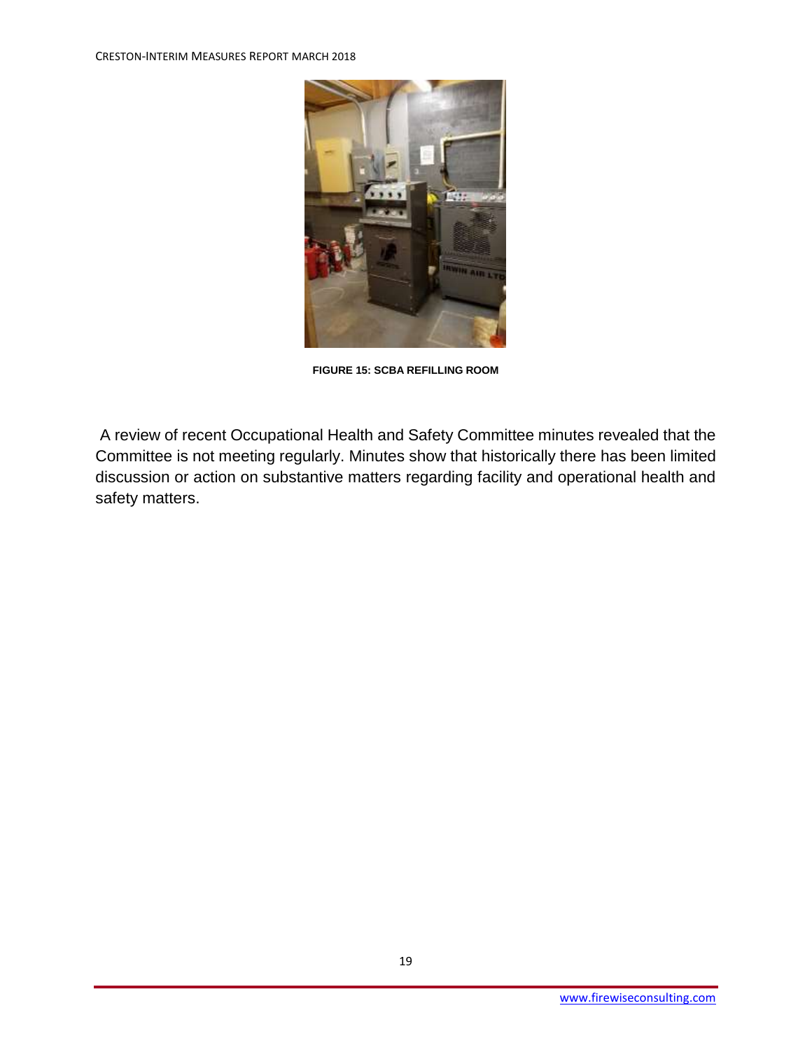FIGURE 15: SCBA REFILLING ROOM

A review of recent Occupational Health and Safety Committee minutes revealed that the Committee is not meeting regularly. Minutes show that historically there has been limited discussion or action on substantive matters regarding facility and operational health and safety matters.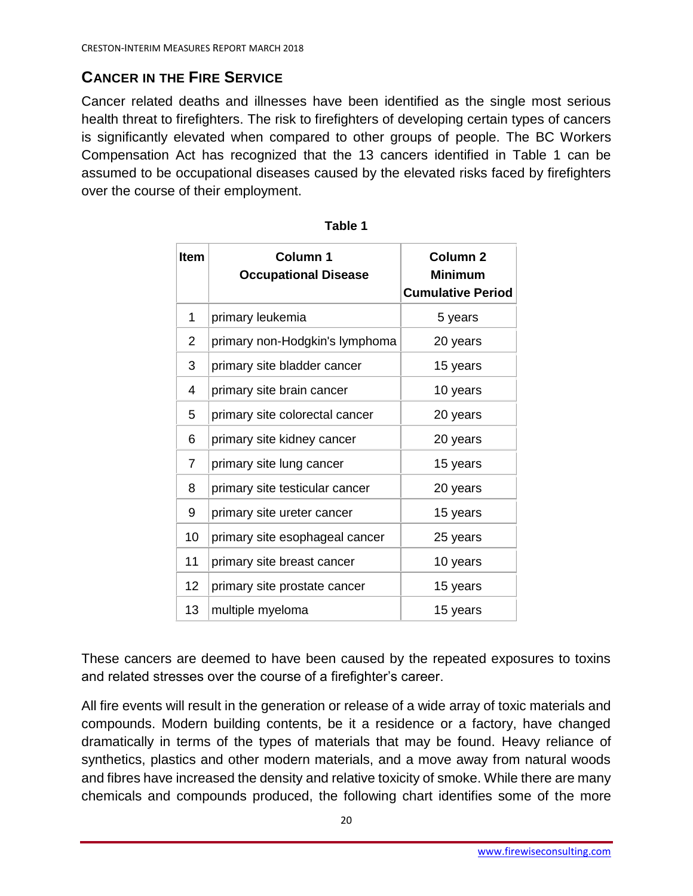## Cancer in the Fire Service

Cancer related deaths and illnesses have been identified as the single most serious health threat to firefighters. The risk to firefighters of developing certain types of cancers is significantly elevated when compared to other groups of people. The BC Workers Compensation Act has recognized that the 13 cancers identified in Table 1 can be assumed to be occupational diseases caused by the elevated risks faced by firefighters over the course of their employment.

**Table 1**

| Item | Column 1 Occupational Disease | Column 2 Minimum Cumulative Period |
|---|---|---|
| 1 | primary leukemia | 5 years |
| 2 | primary non-Hodgkin's lymphoma | 20 years |
| 3 | primary site bladder cancer | 15 years |
| 4 | primary site brain cancer | 10 years |
| 5 | primary site colorectal cancer | 20 years |
| 6 | primary site kidney cancer | 20 years |
| 7 | primary site lung cancer | 15 years |
| 8 | primary site testicular cancer | 20 years |
| 9 | primary site ureter cancer | 15 years |
| 10 | primary site esophageal cancer | 25 years |
| 11 | primary site breast cancer | 10 years |
| 12 | primary site prostate cancer | 15 years |
| 13 | multiple myeloma | 15 years |

These cancers are deemed to have been caused by the repeated exposures to toxins and related stresses over the course of a firefighter's career.

All fire events will result in the generation or release of a wide array of toxic materials and compounds. Modern building contents, be it a residence or a factory, have changed dramatically in terms of the types of materials that may be found. Heavy reliance of synthetics, plastics and other modern materials, and a move away from natural woods and fibres have increased the density and relative toxicity of smoke. While there are many chemicals and compounds produced, the following chart identifies some of the more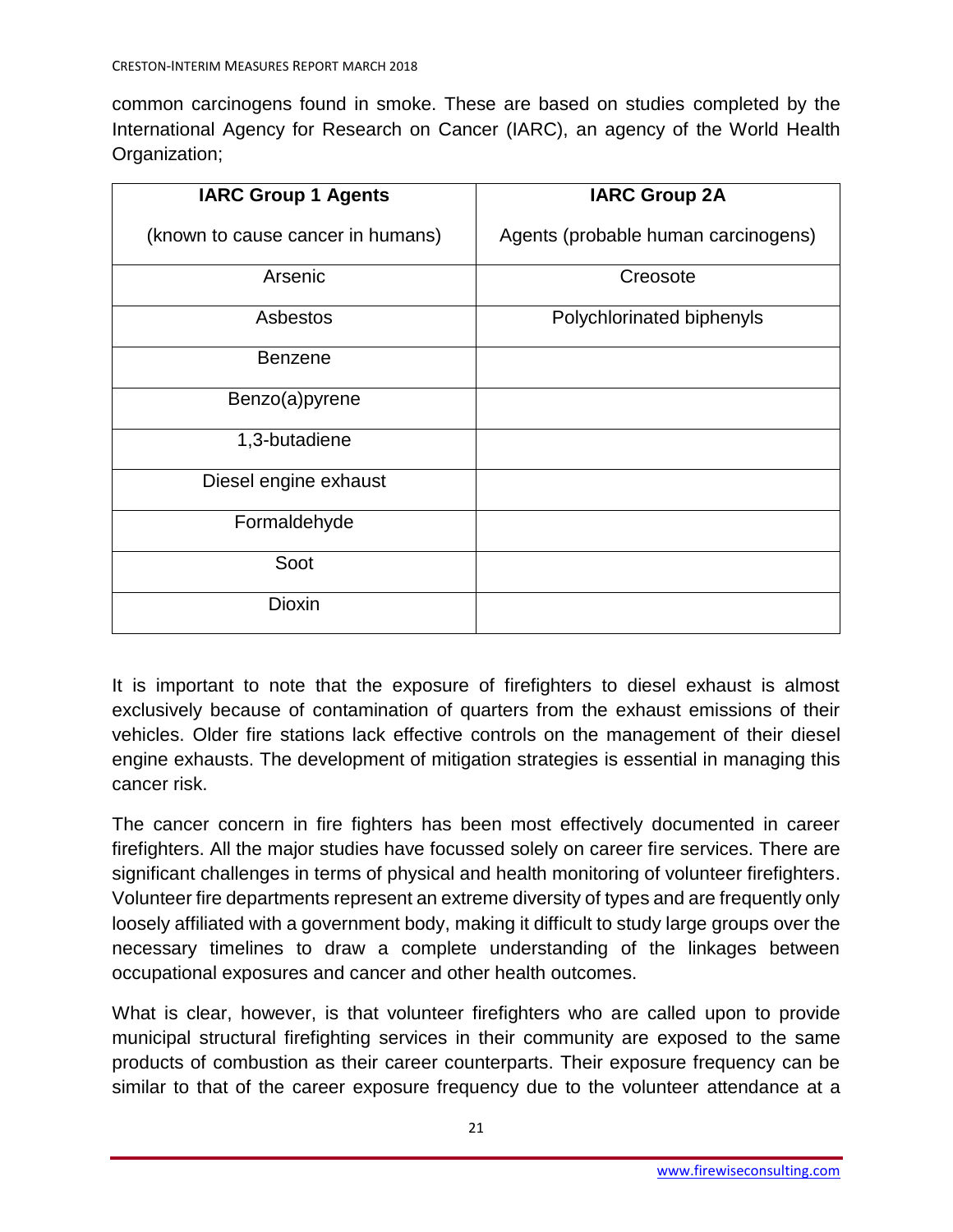common carcinogens found in smoke. These are based on studies completed by the International Agency for Research on Cancer (IARC), an agency of the World Health Organization;

| **IARC Group 1 Agents** (known to cause cancer in humans) | **IARC Group 2A** Agents (probable human carcinogens) |
|---|---|
| Arsenic | Creosote |
| Asbestos | Polychlorinated biphenyls |
| Benzene | |
| Benzo(a)pyrene | |
| 1,3-butadiene | |
| Diesel engine exhaust | |
| Formaldehyde | |
| Soot | |
| Dioxin | |

It is important to note that the exposure of firefighters to diesel exhaust is almost exclusively because of contamination of quarters from the exhaust emissions of their vehicles. Older fire stations lack effective controls on the management of their diesel engine exhausts. The development of mitigation strategies is essential in managing this cancer risk.

The cancer concern in fire fighters has been most effectively documented in career firefighters. All the major studies have focussed solely on career fire services. There are significant challenges in terms of physical and health monitoring of volunteer firefighters. Volunteer fire departments represent an extreme diversity of types and are frequently only loosely affiliated with a government body, making it difficult to study large groups over the necessary timelines to draw a complete understanding of the linkages between occupational exposures and cancer and other health outcomes.

What is clear, however, is that volunteer firefighters who are called upon to provide municipal structural firefighting services in their community are exposed to the same products of combustion as their career counterparts. Their exposure frequency can be similar to that of the career exposure frequency due to the volunteer attendance at a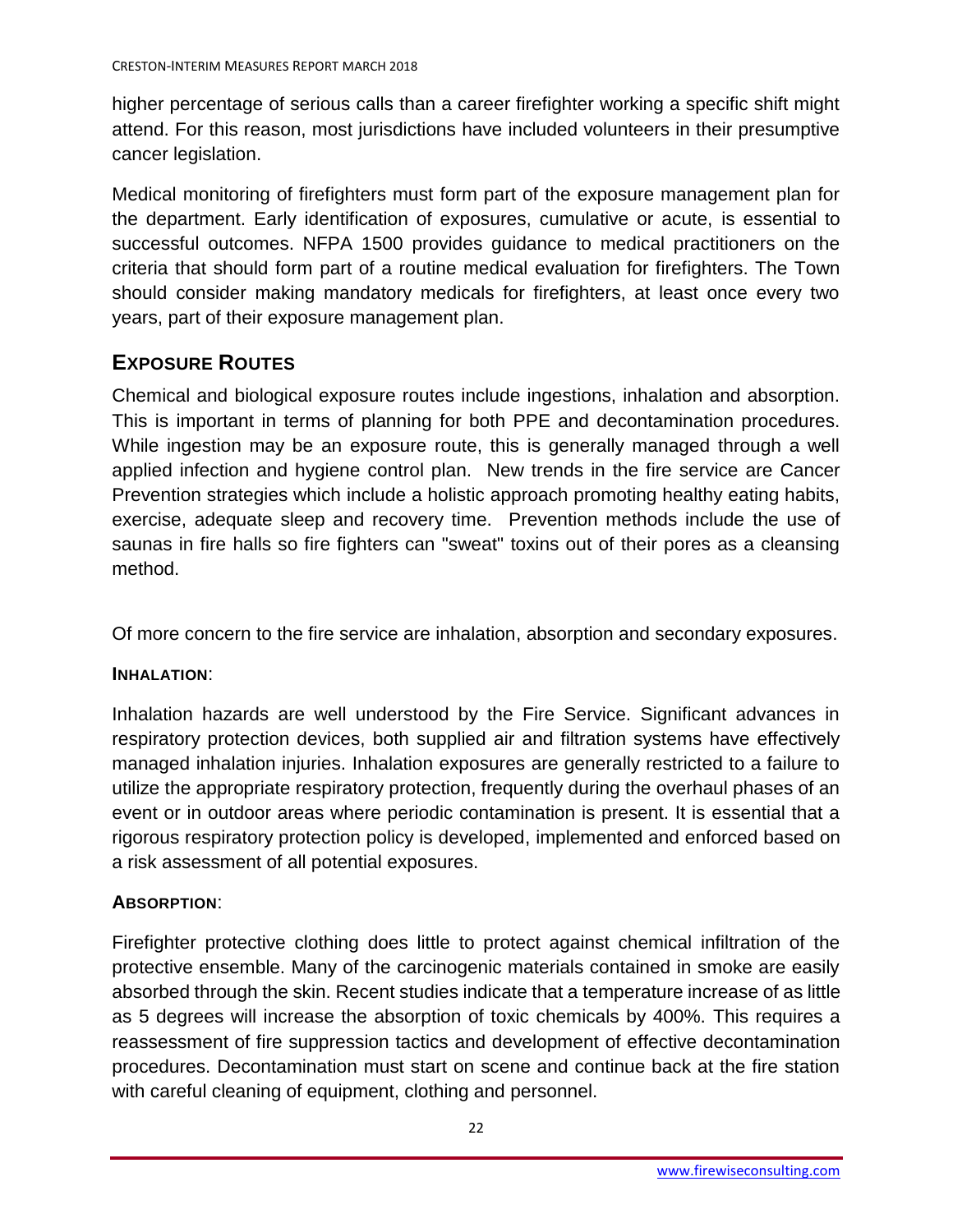higher percentage of serious calls than a career firefighter working a specific shift might attend. For this reason, most jurisdictions have included volunteers in their presumptive cancer legislation.

Medical monitoring of firefighters must form part of the exposure management plan for the department. Early identification of exposures, cumulative or acute, is essential to successful outcomes. NFPA 1500 provides guidance to medical practitioners on the criteria that should form part of a routine medical evaluation for firefighters. The Town should consider making mandatory medicals for firefighters, at least once every two years, part of their exposure management plan.

## EXPOSURE ROUTES

Chemical and biological exposure routes include ingestions, inhalation and absorption. This is important in terms of planning for both PPE and decontamination procedures. While ingestion may be an exposure route, this is generally managed through a well applied infection and hygiene control plan. New trends in the fire service are Cancer Prevention strategies which include a holistic approach promoting healthy eating habits, exercise, adequate sleep and recovery time. Prevention methods include the use of saunas in fire halls so fire fighters can "sweat" toxins out of their pores as a cleansing method.

Of more concern to the fire service are inhalation, absorption and secondary exposures.

**INHALATION**:

Inhalation hazards are well understood by the Fire Service. Significant advances in respiratory protection devices, both supplied air and filtration systems have effectively managed inhalation injuries. Inhalation exposures are generally restricted to a failure to utilize the appropriate respiratory protection, frequently during the overhaul phases of an event or in outdoor areas where periodic contamination is present. It is essential that a rigorous respiratory protection policy is developed, implemented and enforced based on a risk assessment of all potential exposures.

**ABSORPTION**:

Firefighter protective clothing does little to protect against chemical infiltration of the protective ensemble. Many of the carcinogenic materials contained in smoke are easily absorbed through the skin. Recent studies indicate that a temperature increase of as little as 5 degrees will increase the absorption of toxic chemicals by 400%. This requires a reassessment of fire suppression tactics and development of effective decontamination procedures. Decontamination must start on scene and continue back at the fire station with careful cleaning of equipment, clothing and personnel.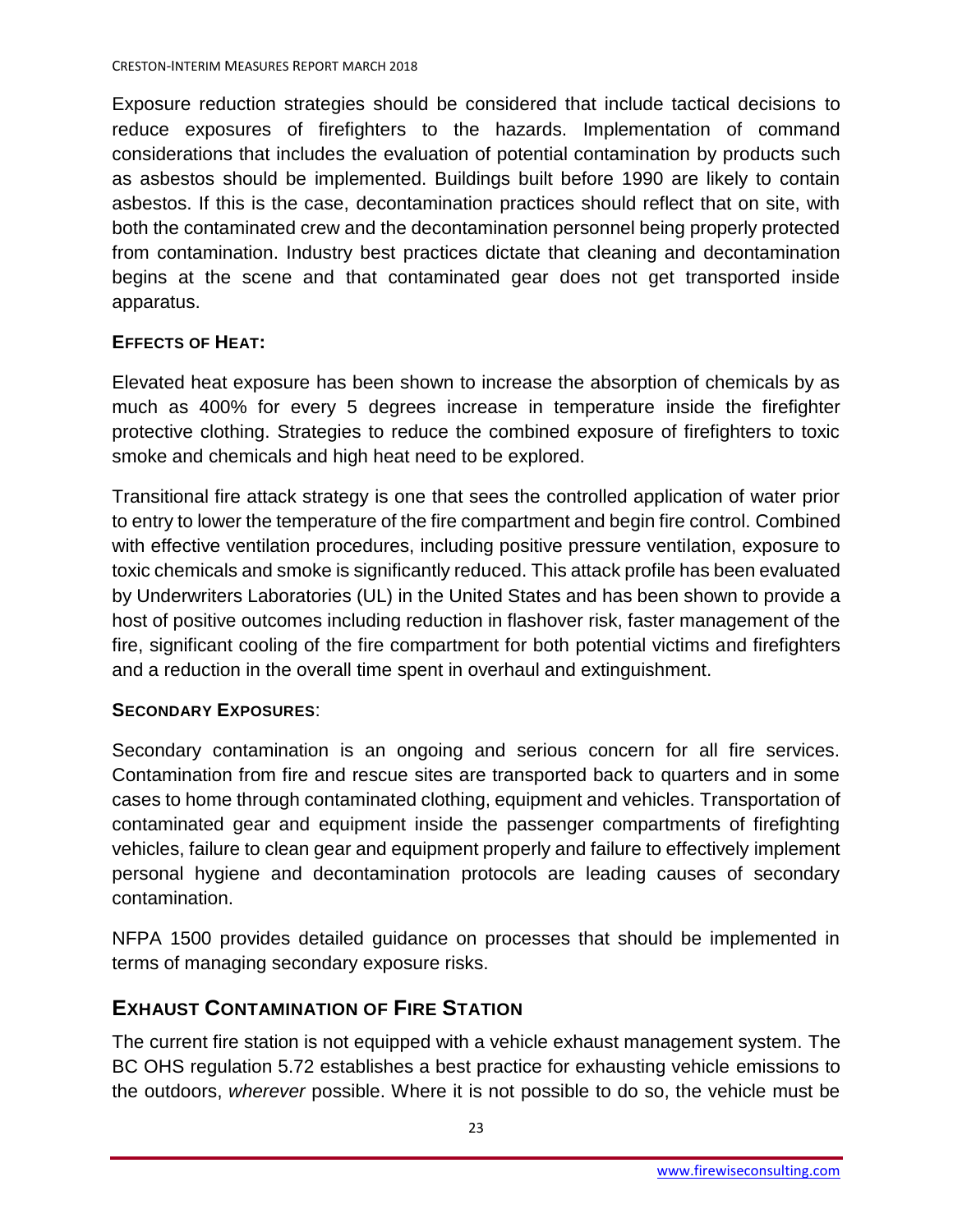Exposure reduction strategies should be considered that include tactical decisions to reduce exposures of firefighters to the hazards. Implementation of command considerations that includes the evaluation of potential contamination by products such as asbestos should be implemented. Buildings built before 1990 are likely to contain asbestos. If this is the case, decontamination practices should reflect that on site, with both the contaminated crew and the decontamination personnel being properly protected from contamination. Industry best practices dictate that cleaning and decontamination begins at the scene and that contaminated gear does not get transported inside apparatus.

**EFFECTS OF HEAT:**

Elevated heat exposure has been shown to increase the absorption of chemicals by as much as 400% for every 5 degrees increase in temperature inside the firefighter protective clothing. Strategies to reduce the combined exposure of firefighters to toxic smoke and chemicals and high heat need to be explored.

Transitional fire attack strategy is one that sees the controlled application of water prior to entry to lower the temperature of the fire compartment and begin fire control. Combined with effective ventilation procedures, including positive pressure ventilation, exposure to toxic chemicals and smoke is significantly reduced. This attack profile has been evaluated by Underwriters Laboratories (UL) in the United States and has been shown to provide a host of positive outcomes including reduction in flashover risk, faster management of the fire, significant cooling of the fire compartment for both potential victims and firefighters and a reduction in the overall time spent in overhaul and extinguishment.

**SECONDARY EXPOSURES**:

Secondary contamination is an ongoing and serious concern for all fire services. Contamination from fire and rescue sites are transported back to quarters and in some cases to home through contaminated clothing, equipment and vehicles. Transportation of contaminated gear and equipment inside the passenger compartments of firefighting vehicles, failure to clean gear and equipment properly and failure to effectively implement personal hygiene and decontamination protocols are leading causes of secondary contamination.

NFPA 1500 provides detailed guidance on processes that should be implemented in terms of managing secondary exposure risks.

## EXHAUST CONTAMINATION OF FIRE STATION

The current fire station is not equipped with a vehicle exhaust management system. The BC OHS regulation 5.72 establishes a best practice for exhausting vehicle emissions to the outdoors, *wherever* possible. Where it is not possible to do so, the vehicle must be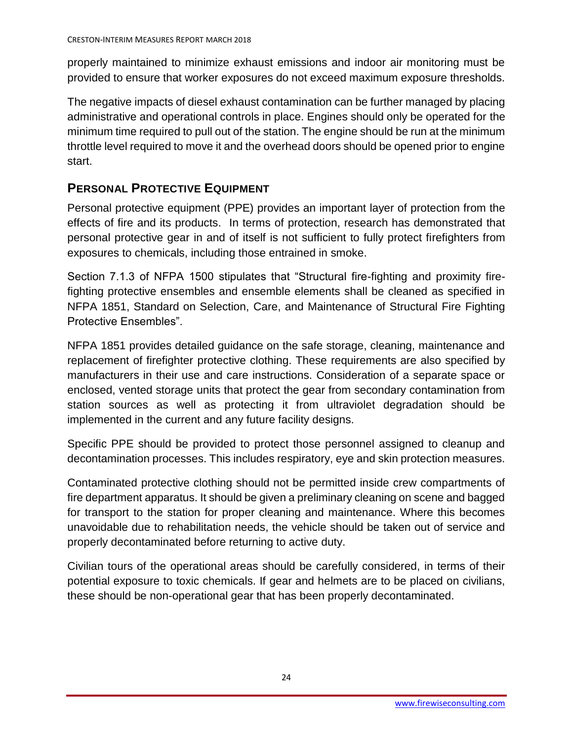properly maintained to minimize exhaust emissions and indoor air monitoring must be provided to ensure that worker exposures do not exceed maximum exposure thresholds.

The negative impacts of diesel exhaust contamination can be further managed by placing administrative and operational controls in place. Engines should only be operated for the minimum time required to pull out of the station. The engine should be run at the minimum throttle level required to move it and the overhead doors should be opened prior to engine start.

## PERSONAL PROTECTIVE EQUIPMENT

Personal protective equipment (PPE) provides an important layer of protection from the effects of fire and its products. In terms of protection, research has demonstrated that personal protective gear in and of itself is not sufficient to fully protect firefighters from exposures to chemicals, including those entrained in smoke.

Section 7.1.3 of NFPA 1500 stipulates that "Structural fire-fighting and proximity fire-fighting protective ensembles and ensemble elements shall be cleaned as specified in NFPA 1851, Standard on Selection, Care, and Maintenance of Structural Fire Fighting Protective Ensembles".

NFPA 1851 provides detailed guidance on the safe storage, cleaning, maintenance and replacement of firefighter protective clothing. These requirements are also specified by manufacturers in their use and care instructions. Consideration of a separate space or enclosed, vented storage units that protect the gear from secondary contamination from station sources as well as protecting it from ultraviolet degradation should be implemented in the current and any future facility designs.

Specific PPE should be provided to protect those personnel assigned to cleanup and decontamination processes. This includes respiratory, eye and skin protection measures.

Contaminated protective clothing should not be permitted inside crew compartments of fire department apparatus. It should be given a preliminary cleaning on scene and bagged for transport to the station for proper cleaning and maintenance. Where this becomes unavoidable due to rehabilitation needs, the vehicle should be taken out of service and properly decontaminated before returning to active duty.

Civilian tours of the operational areas should be carefully considered, in terms of their potential exposure to toxic chemicals. If gear and helmets are to be placed on civilians, these should be non-operational gear that has been properly decontaminated.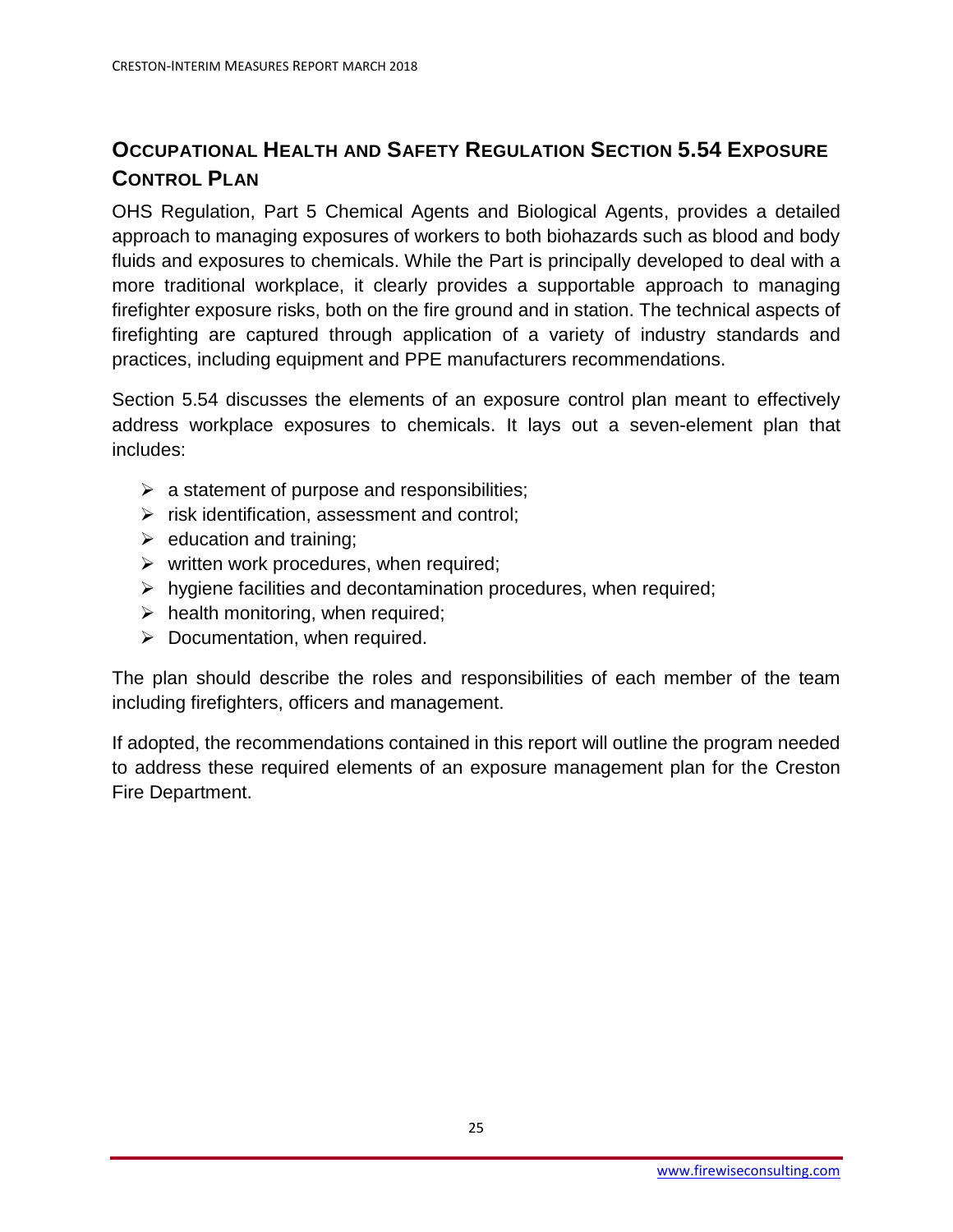## Occupational Health and Safety Regulation Section 5.54 Exposure Control Plan

OHS Regulation, Part 5 Chemical Agents and Biological Agents, provides a detailed approach to managing exposures of workers to both biohazards such as blood and body fluids and exposures to chemicals. While the Part is principally developed to deal with a more traditional workplace, it clearly provides a supportable approach to managing firefighter exposure risks, both on the fire ground and in station. The technical aspects of firefighting are captured through application of a variety of industry standards and practices, including equipment and PPE manufacturers recommendations.

Section 5.54 discusses the elements of an exposure control plan meant to effectively address workplace exposures to chemicals. It lays out a seven-element plan that includes:

- a statement of purpose and responsibilities;
- risk identification, assessment and control;
- education and training;
- written work procedures, when required;
- hygiene facilities and decontamination procedures, when required;
- health monitoring, when required;
- Documentation, when required.

The plan should describe the roles and responsibilities of each member of the team including firefighters, officers and management.

If adopted, the recommendations contained in this report will outline the program needed to address these required elements of an exposure management plan for the Creston Fire Department.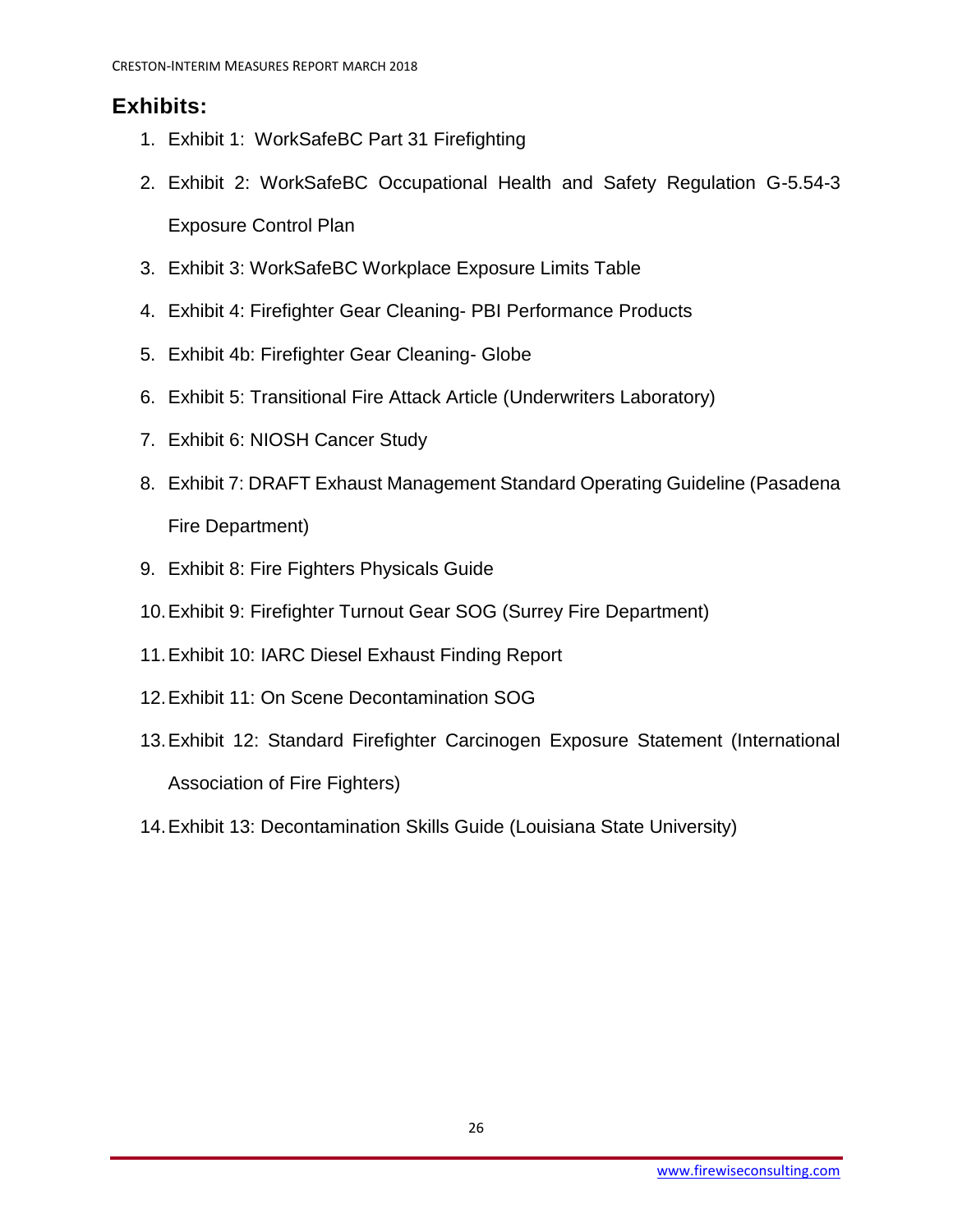## Exhibits:

1. Exhibit 1: WorkSafeBC Part 31 Firefighting
2. Exhibit 2: WorkSafeBC Occupational Health and Safety Regulation G-5.54-3 Exposure Control Plan
3. Exhibit 3: WorkSafeBC Workplace Exposure Limits Table
4. Exhibit 4: Firefighter Gear Cleaning- PBI Performance Products
5. Exhibit 4b: Firefighter Gear Cleaning- Globe
6. Exhibit 5: Transitional Fire Attack Article (Underwriters Laboratory)
7. Exhibit 6: NIOSH Cancer Study
8. Exhibit 7: DRAFT Exhaust Management Standard Operating Guideline (Pasadena Fire Department)
9. Exhibit 8: Fire Fighters Physicals Guide
10. Exhibit 9: Firefighter Turnout Gear SOG (Surrey Fire Department)
11. Exhibit 10: IARC Diesel Exhaust Finding Report
12. Exhibit 11: On Scene Decontamination SOG
13. Exhibit 12: Standard Firefighter Carcinogen Exposure Statement (International Association of Fire Fighters)
14. Exhibit 13: Decontamination Skills Guide (Louisiana State University)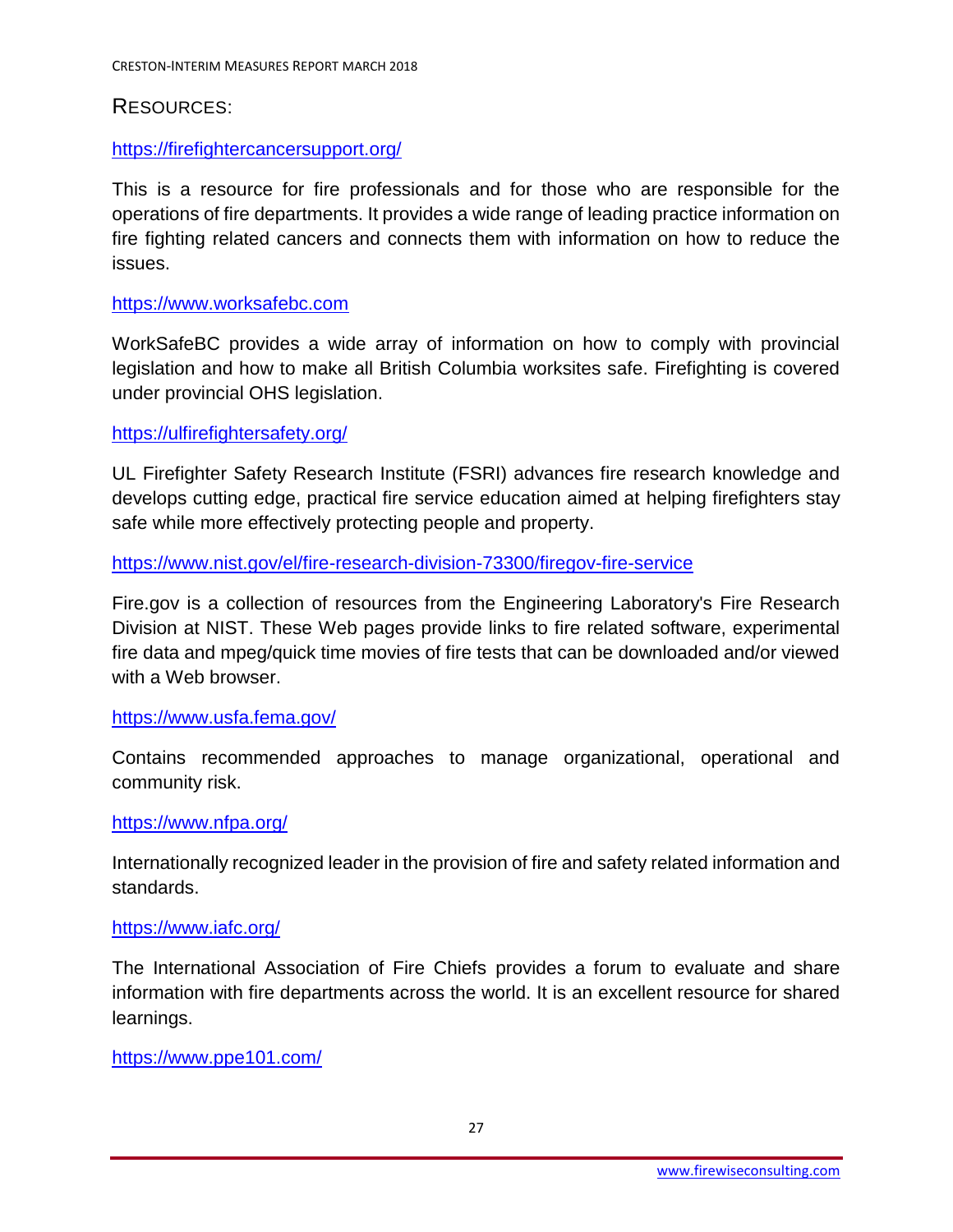## RESOURCES:

https://firefightercancersupport.org/

This is a resource for fire professionals and for those who are responsible for the operations of fire departments. It provides a wide range of leading practice information on fire fighting related cancers and connects them with information on how to reduce the issues.

https://www.worksafebc.com

WorkSafeBC provides a wide array of information on how to comply with provincial legislation and how to make all British Columbia worksites safe. Firefighting is covered under provincial OHS legislation.

https://ulfirefightersafety.org/

UL Firefighter Safety Research Institute (FSRI) advances fire research knowledge and develops cutting edge, practical fire service education aimed at helping firefighters stay safe while more effectively protecting people and property.

https://www.nist.gov/el/fire-research-division-73300/firegov-fire-service

Fire.gov is a collection of resources from the Engineering Laboratory's Fire Research Division at NIST. These Web pages provide links to fire related software, experimental fire data and mpeg/quick time movies of fire tests that can be downloaded and/or viewed with a Web browser.

https://www.usfa.fema.gov/

Contains recommended approaches to manage organizational, operational and community risk.

https://www.nfpa.org/

Internationally recognized leader in the provision of fire and safety related information and standards.

https://www.iafc.org/

The International Association of Fire Chiefs provides a forum to evaluate and share information with fire departments across the world. It is an excellent resource for shared learnings.

https://www.ppe101.com/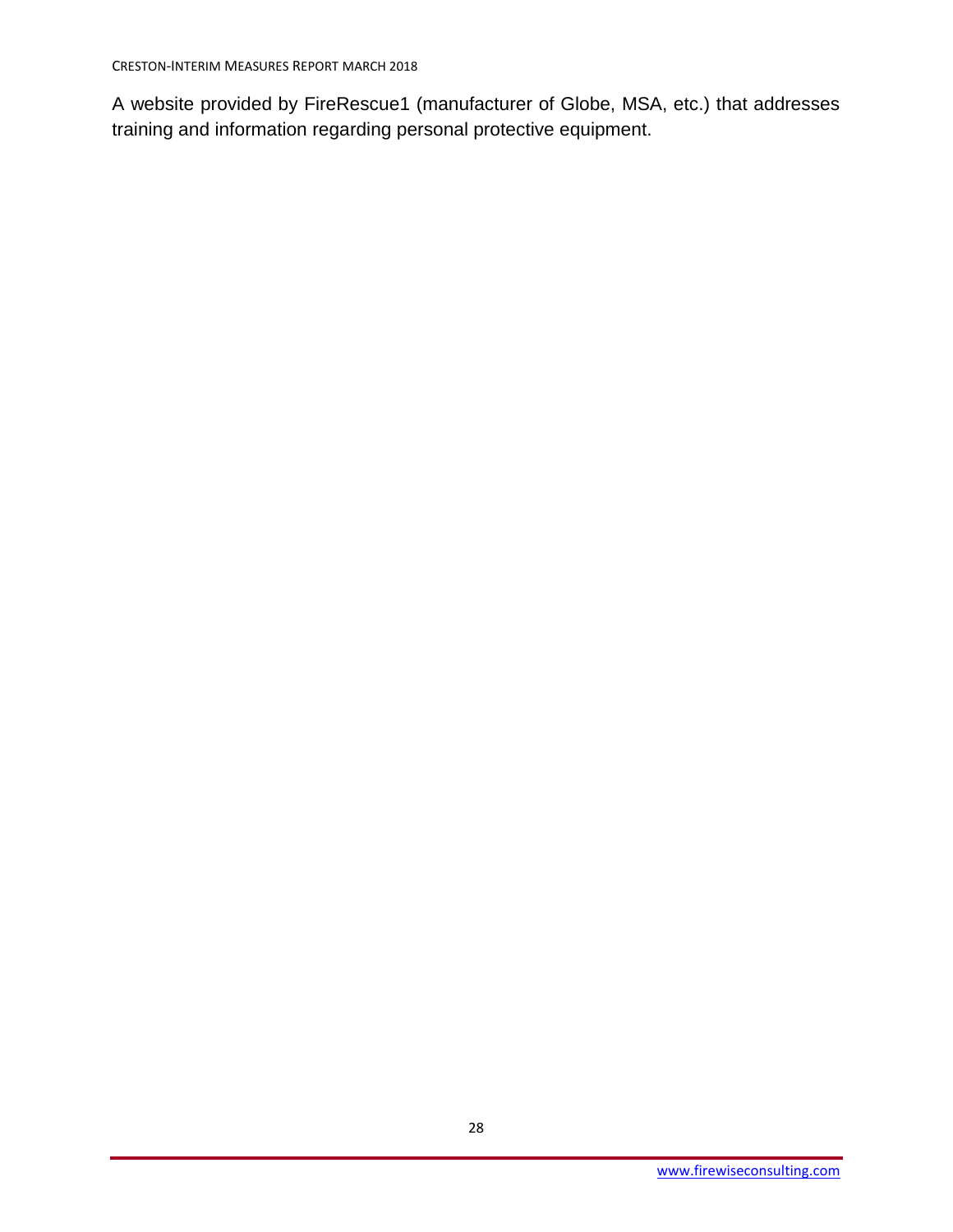A website provided by FireRescue1 (manufacturer of Globe, MSA, etc.) that addresses training and information regarding personal protective equipment.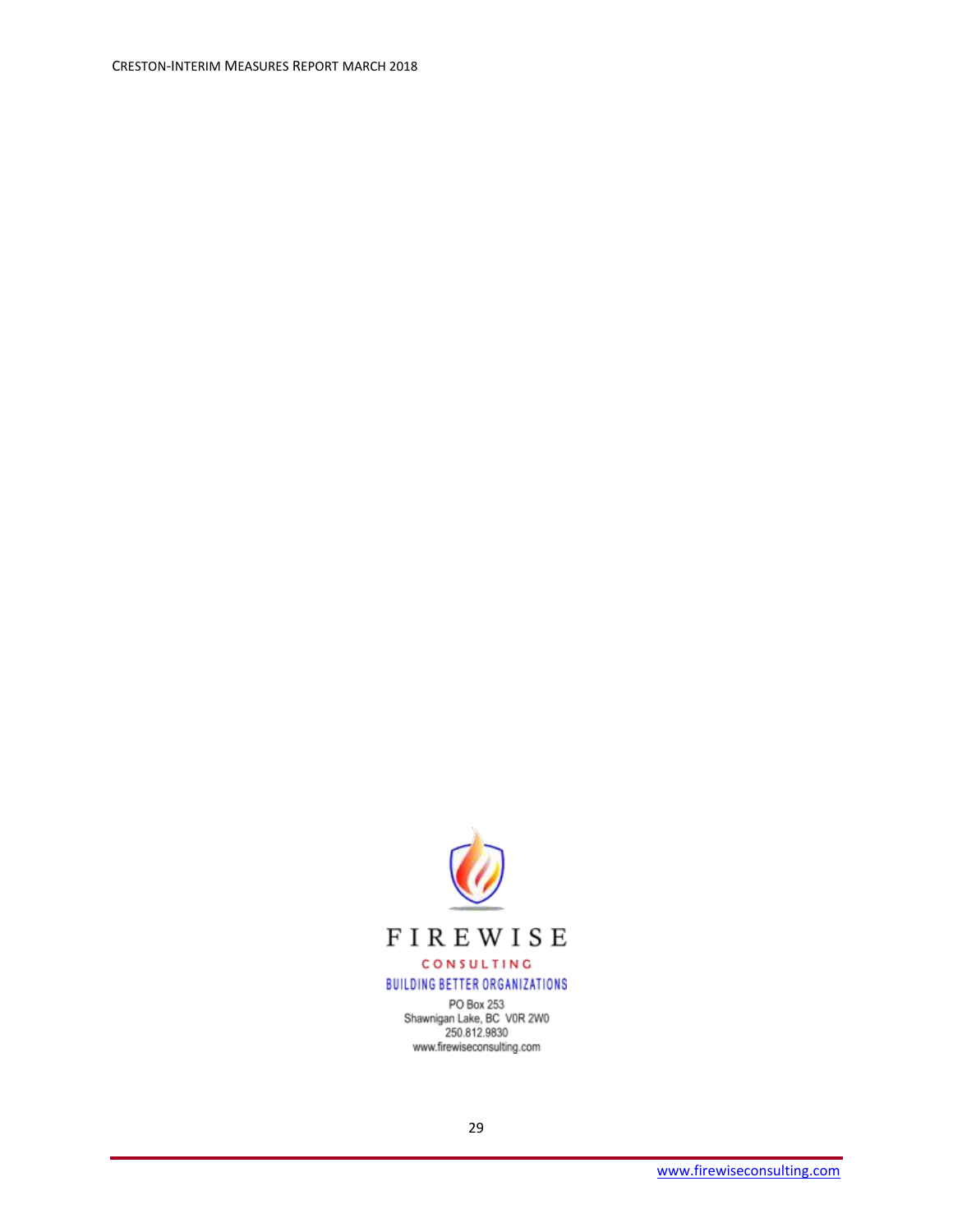FIREWISE

CONSULTING

BUILDING BETTER ORGANIZATIONS

PO Box 253
Shawnigan Lake, BC V0R 2W0
250.812.9830
www.firewiseconsulting.com